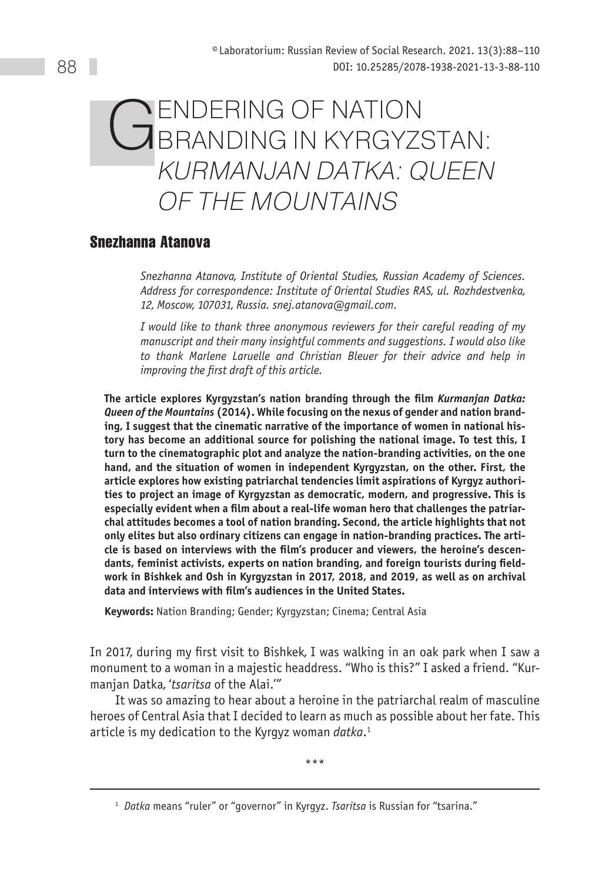# GENDERING OF NATION BRANDING IN KYRGYZSTAN: *KURMANJAN DATKA: QUEEN OF THE MOUNTAINS*

## Snezhanna Atanova

*Snezhanna Atanova, Institute of Oriental Studies, Russian Academy of Sciences. Address for correspondence: Institute of Oriental Studies RAS, ul. Rozhdestvenka, 12, Moscow, 107031, Russia. snej.atanova@gmail.com.*

*I would like to thank three anonymous reviewers for their careful reading of my manuscript and their many insightful comments and suggestions. I would also like to thank Marlene Laruelle and Christian Bleuer for their advice and help in improving the first draft of this article.*

**The article explores Kyrgyzstan's nation branding through the film *Kurmanjan Datka: Queen of the Mountains* (2014). While focusing on the nexus of gender and nation branding, I suggest that the cinematic narrative of the importance of women in national history has become an additional source for polishing the national image. To test this, I turn to the cinematographic plot and analyze the nation-branding activities, on the one hand, and the situation of women in independent Kyrgyzstan, on the other. First, the article explores how existing patriarchal tendencies limit aspirations of Kyrgyz authorities to project an image of Kyrgyzstan as democratic, modern, and progressive. This is especially evident when a film about a real-life woman hero that challenges the patriarchal attitudes becomes a tool of nation branding. Second, the article highlights that not only elites but also ordinary citizens can engage in nation-branding practices. The article is based on interviews with the film's producer and viewers, the heroine's descendants, feminist activists, experts on nation branding, and foreign tourists during fieldwork in Bishkek and Osh in Kyrgyzstan in 2017, 2018, and 2019, as well as on archival data and interviews with film's audiences in the United States.**

**Keywords:** Nation Branding; Gender; Kyrgyzstan; Cinema; Central Asia

In 2017, during my first visit to Bishkek, I was walking in an oak park when I saw a monument to a woman in a majestic headdress. "Who is this?" I asked a friend. "Kurmanjan Datka, '*tsaritsa* of the Alai.'"

It was so amazing to hear about a heroine in the patriarchal realm of masculine heroes of Central Asia that I decided to learn as much as possible about her fate. This article is my dedication to the Kyrgyz woman *datka*.[1]

\*\*\*

[1] *Datka* means "ruler" or "governor" in Kyrgyz. *Tsaritsa* is Russian for "tsarina."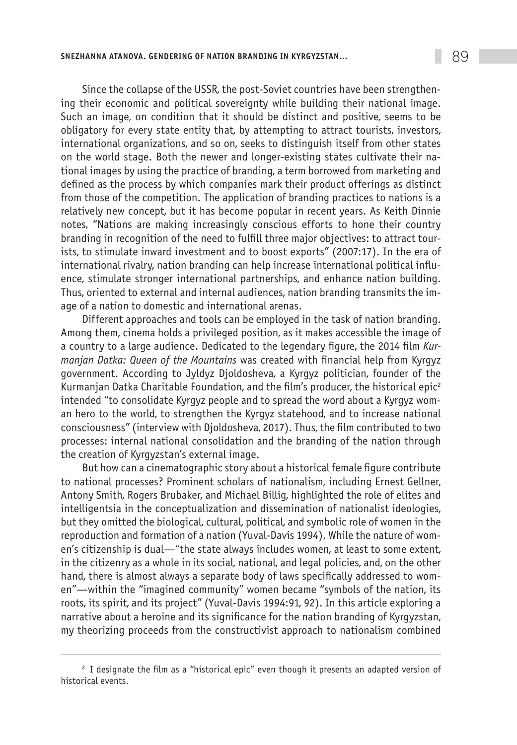Since the collapse of the USSR, the post-Soviet countries have been strengthening their economic and political sovereignty while building their national image. Such an image, on condition that it should be distinct and positive, seems to be obligatory for every state entity that, by attempting to attract tourists, investors, international organizations, and so on, seeks to distinguish itself from other states on the world stage. Both the newer and longer-existing states cultivate their national images by using the practice of branding, a term borrowed from marketing and defined as the process by which companies mark their product offerings as distinct from those of the competition. The application of branding practices to nations is a relatively new concept, but it has become popular in recent years. As Keith Dinnie notes, "Nations are making increasingly conscious efforts to hone their country branding in recognition of the need to fulfill three major objectives: to attract tourists, to stimulate inward investment and to boost exports" (2007:17). In the era of international rivalry, nation branding can help increase international political influence, stimulate stronger international partnerships, and enhance nation building. Thus, oriented to external and internal audiences, nation branding transmits the image of a nation to domestic and international arenas.

Different approaches and tools can be employed in the task of nation branding. Among them, cinema holds a privileged position, as it makes accessible the image of a country to a large audience. Dedicated to the legendary figure, the 2014 film *Kurmanjan Datka: Queen of the Mountains* was created with financial help from Kyrgyz government. According to Jyldyz Djoldosheva, a Kyrgyz politician, founder of the Kurmanjan Datka Charitable Foundation, and the film's producer, the historical epic[2] intended "to consolidate Kyrgyz people and to spread the word about a Kyrgyz woman hero to the world, to strengthen the Kyrgyz statehood, and to increase national consciousness" (interview with Djoldosheva, 2017). Thus, the film contributed to two processes: internal national consolidation and the branding of the nation through the creation of Kyrgyzstan's external image.

But how can a cinematographic story about a historical female figure contribute to national processes? Prominent scholars of nationalism, including Ernest Gellner, Antony Smith, Rogers Brubaker, and Michael Billig, highlighted the role of elites and intelligentsia in the conceptualization and dissemination of nationalist ideologies, but they omitted the biological, cultural, political, and symbolic role of women in the reproduction and formation of a nation (Yuval-Davis 1994). While the nature of women's citizenship is dual—"the state always includes women, at least to some extent, in the citizenry as a whole in its social, national, and legal policies, and, on the other hand, there is almost always a separate body of laws specifically addressed to women"—within the "imagined community" women became "symbols of the nation, its roots, its spirit, and its project" (Yuval-Davis 1994:91, 92). In this article exploring a narrative about a heroine and its significance for the nation branding of Kyrgyzstan, my theorizing proceeds from the constructivist approach to nationalism combined

---

[2] I designate the film as a "historical epic" even though it presents an adapted version of historical events.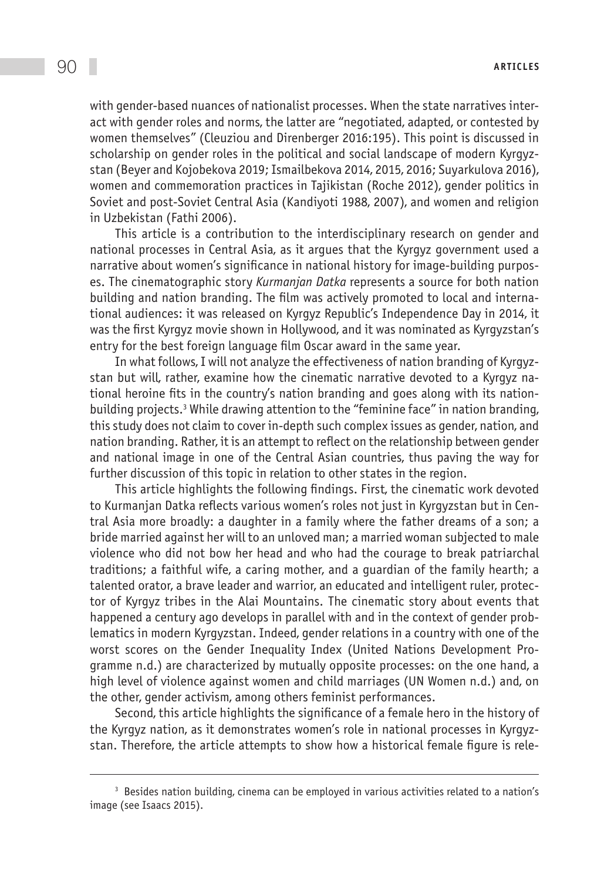with gender-based nuances of nationalist processes. When the state narratives interact with gender roles and norms, the latter are "negotiated, adapted, or contested by women themselves" (Cleuziou and Direnberger 2016:195). This point is discussed in scholarship on gender roles in the political and social landscape of modern Kyrgyzstan (Beyer and Kojobekova 2019; Ismailbekova 2014, 2015, 2016; Suyarkulova 2016), women and commemoration practices in Tajikistan (Roche 2012), gender politics in Soviet and post-Soviet Central Asia (Kandiyoti 1988, 2007), and women and religion in Uzbekistan (Fathi 2006).

This article is a contribution to the interdisciplinary research on gender and national processes in Central Asia, as it argues that the Kyrgyz government used a narrative about women's significance in national history for image-building purposes. The cinematographic story *Kurmanjan Datka* represents a source for both nation building and nation branding. The film was actively promoted to local and international audiences: it was released on Kyrgyz Republic's Independence Day in 2014, it was the first Kyrgyz movie shown in Hollywood, and it was nominated as Kyrgyzstan's entry for the best foreign language film Oscar award in the same year.

In what follows, I will not analyze the effectiveness of nation branding of Kyrgyzstan but will, rather, examine how the cinematic narrative devoted to a Kyrgyz national heroine fits in the country's nation branding and goes along with its nation-building projects.[3] While drawing attention to the "feminine face" in nation branding, this study does not claim to cover in-depth such complex issues as gender, nation, and nation branding. Rather, it is an attempt to reflect on the relationship between gender and national image in one of the Central Asian countries, thus paving the way for further discussion of this topic in relation to other states in the region.

This article highlights the following findings. First, the cinematic work devoted to Kurmanjan Datka reflects various women's roles not just in Kyrgyzstan but in Central Asia more broadly: a daughter in a family where the father dreams of a son; a bride married against her will to an unloved man; a married woman subjected to male violence who did not bow her head and who had the courage to break patriarchal traditions; a faithful wife, a caring mother, and a guardian of the family hearth; a talented orator, a brave leader and warrior, an educated and intelligent ruler, protector of Kyrgyz tribes in the Alai Mountains. The cinematic story about events that happened a century ago develops in parallel with and in the context of gender problematics in modern Kyrgyzstan. Indeed, gender relations in a country with one of the worst scores on the Gender Inequality Index (United Nations Development Programme n.d.) are characterized by mutually opposite processes: on the one hand, a high level of violence against women and child marriages (UN Women n.d.) and, on the other, gender activism, among others feminist performances.

Second, this article highlights the significance of a female hero in the history of the Kyrgyz nation, as it demonstrates women's role in national processes in Kyrgyzstan. Therefore, the article attempts to show how a historical female figure is rele-

[3] Besides nation building, cinema can be employed in various activities related to a nation's image (see Isaacs 2015).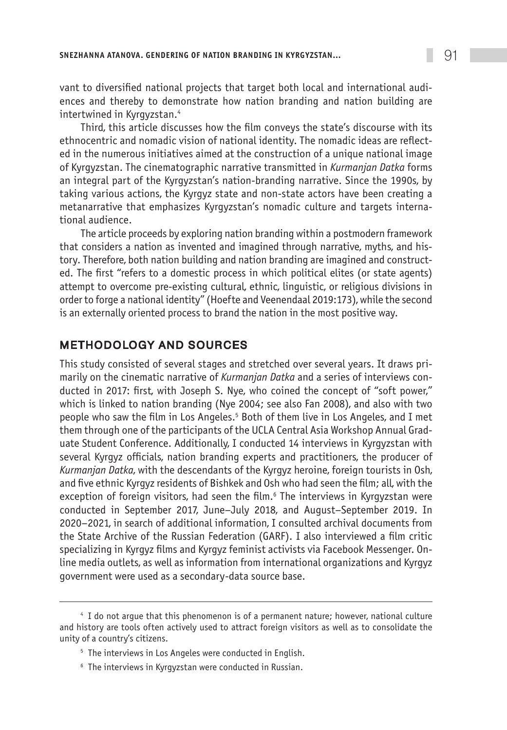vant to diversified national projects that target both local and international audiences and thereby to demonstrate how nation branding and nation building are intertwined in Kyrgyzstan.[4]

Third, this article discusses how the film conveys the state's discourse with its ethnocentric and nomadic vision of national identity. The nomadic ideas are reflected in the numerous initiatives aimed at the construction of a unique national image of Kyrgyzstan. The cinematographic narrative transmitted in *Kurmanjan Datka* forms an integral part of the Kyrgyzstan's nation-branding narrative. Since the 1990s, by taking various actions, the Kyrgyz state and non-state actors have been creating a metanarrative that emphasizes Kyrgyzstan's nomadic culture and targets international audience.

The article proceeds by exploring nation branding within a postmodern framework that considers a nation as invented and imagined through narrative, myths, and history. Therefore, both nation building and nation branding are imagined and constructed. The first "refers to a domestic process in which political elites (or state agents) attempt to overcome pre-existing cultural, ethnic, linguistic, or religious divisions in order to forge a national identity" (Hoefte and Veenendaal 2019:173), while the second is an externally oriented process to brand the nation in the most positive way.

## METHODOLOGY AND SOURCES

This study consisted of several stages and stretched over several years. It draws primarily on the cinematic narrative of *Kurmanjan Datka* and a series of interviews conducted in 2017: first, with Joseph S. Nye, who coined the concept of "soft power," which is linked to nation branding (Nye 2004; see also Fan 2008), and also with two people who saw the film in Los Angeles.[5] Both of them live in Los Angeles, and I met them through one of the participants of the UCLA Central Asia Workshop Annual Graduate Student Conference. Additionally, I conducted 14 interviews in Kyrgyzstan with several Kyrgyz officials, nation branding experts and practitioners, the producer of *Kurmanjan Datka*, with the descendants of the Kyrgyz heroine, foreign tourists in Osh, and five ethnic Kyrgyz residents of Bishkek and Osh who had seen the film; all, with the exception of foreign visitors, had seen the film.[6] The interviews in Kyrgyzstan were conducted in September 2017, June–July 2018, and August–September 2019. In 2020–2021, in search of additional information, I consulted archival documents from the State Archive of the Russian Federation (GARF). I also interviewed a film critic specializing in Kyrgyz films and Kyrgyz feminist activists via Facebook Messenger. Online media outlets, as well as information from international organizations and Kyrgyz government were used as a secondary-data source base.

---

[4] I do not argue that this phenomenon is of a permanent nature; however, national culture and history are tools often actively used to attract foreign visitors as well as to consolidate the unity of a country's citizens.

[5] The interviews in Los Angeles were conducted in English.

[6] The interviews in Kyrgyzstan were conducted in Russian.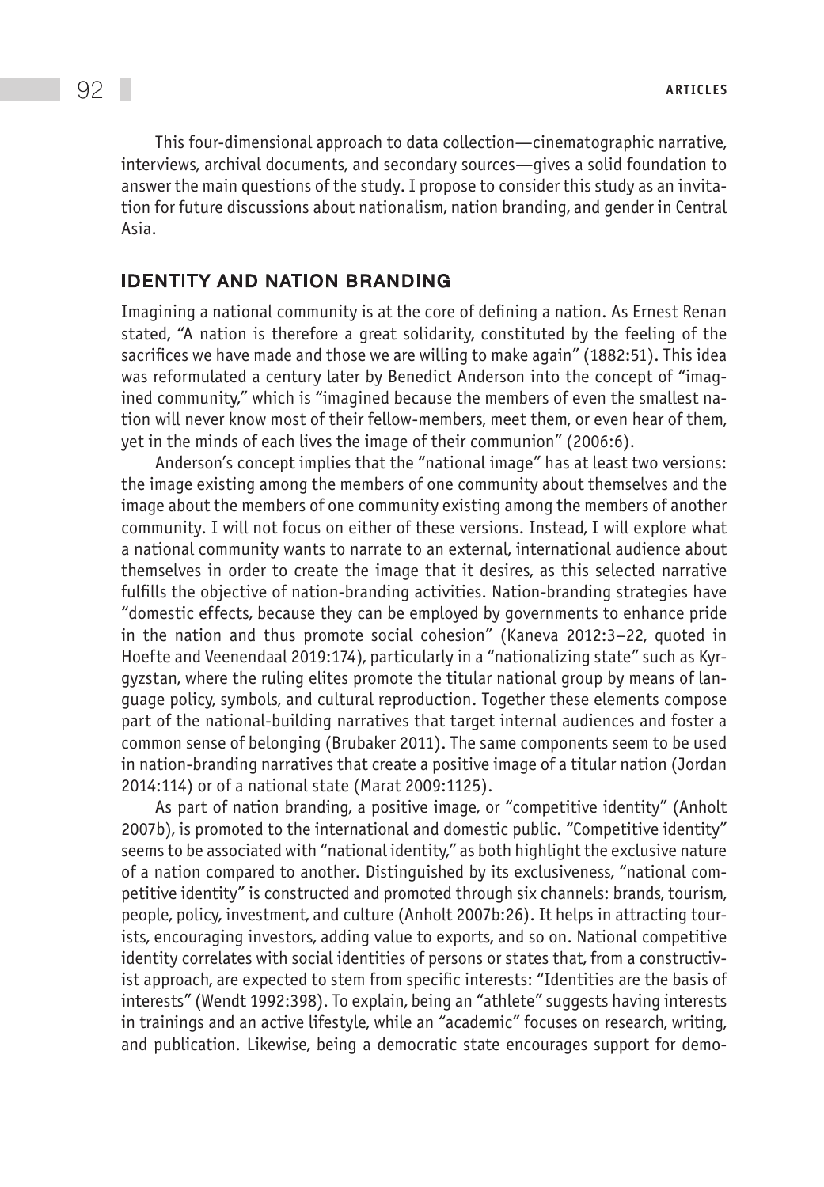This four-dimensional approach to data collection—cinematographic narrative, interviews, archival documents, and secondary sources—gives a solid foundation to answer the main questions of the study. I propose to consider this study as an invitation for future discussions about nationalism, nation branding, and gender in Central Asia.

## IDENTITY AND NATION BRANDING

Imagining a national community is at the core of defining a nation. As Ernest Renan stated, "A nation is therefore a great solidarity, constituted by the feeling of the sacrifices we have made and those we are willing to make again" (1882:51). This idea was reformulated a century later by Benedict Anderson into the concept of "imagined community," which is "imagined because the members of even the smallest nation will never know most of their fellow-members, meet them, or even hear of them, yet in the minds of each lives the image of their communion" (2006:6).

Anderson's concept implies that the "national image" has at least two versions: the image existing among the members of one community about themselves and the image about the members of one community existing among the members of another community. I will not focus on either of these versions. Instead, I will explore what a national community wants to narrate to an external, international audience about themselves in order to create the image that it desires, as this selected narrative fulfills the objective of nation-branding activities. Nation-branding strategies have "domestic effects, because they can be employed by governments to enhance pride in the nation and thus promote social cohesion" (Kaneva 2012:3–22, quoted in Hoefte and Veenendaal 2019:174), particularly in a "nationalizing state" such as Kyrgyzstan, where the ruling elites promote the titular national group by means of language policy, symbols, and cultural reproduction. Together these elements compose part of the national-building narratives that target internal audiences and foster a common sense of belonging (Brubaker 2011). The same components seem to be used in nation-branding narratives that create a positive image of a titular nation (Jordan 2014:114) or of a national state (Marat 2009:1125).

As part of nation branding, a positive image, or "competitive identity" (Anholt 2007b), is promoted to the international and domestic public. "Competitive identity" seems to be associated with "national identity," as both highlight the exclusive nature of a nation compared to another. Distinguished by its exclusiveness, "national competitive identity" is constructed and promoted through six channels: brands, tourism, people, policy, investment, and culture (Anholt 2007b:26). It helps in attracting tourists, encouraging investors, adding value to exports, and so on. National competitive identity correlates with social identities of persons or states that, from a constructivist approach, are expected to stem from specific interests: "Identities are the basis of interests" (Wendt 1992:398). To explain, being an "athlete" suggests having interests in trainings and an active lifestyle, while an "academic" focuses on research, writing, and publication. Likewise, being a democratic state encourages support for demo-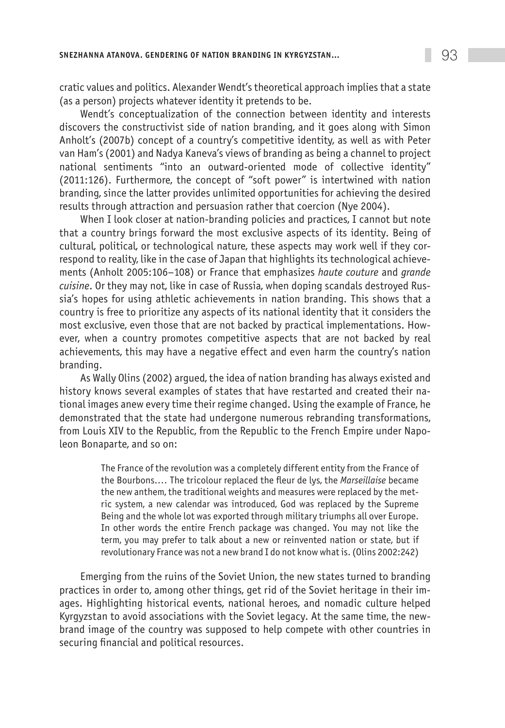cratic values and politics. Alexander Wendt's theoretical approach implies that a state (as a person) projects whatever identity it pretends to be.

Wendt's conceptualization of the connection between identity and interests discovers the constructivist side of nation branding, and it goes along with Simon Anholt's (2007b) concept of a country's competitive identity, as well as with Peter van Ham's (2001) and Nadya Kaneva's views of branding as being a channel to project national sentiments "into an outward-oriented mode of collective identity" (2011:126). Furthermore, the concept of "soft power" is intertwined with nation branding, since the latter provides unlimited opportunities for achieving the desired results through attraction and persuasion rather that coercion (Nye 2004).

When I look closer at nation-branding policies and practices, I cannot but note that a country brings forward the most exclusive aspects of its identity. Being of cultural, political, or technological nature, these aspects may work well if they correspond to reality, like in the case of Japan that highlights its technological achievements (Anholt 2005:106–108) or France that emphasizes *haute couture* and *grande cuisine*. Or they may not, like in case of Russia, when doping scandals destroyed Russia's hopes for using athletic achievements in nation branding. This shows that a country is free to prioritize any aspects of its national identity that it considers the most exclusive, even those that are not backed by practical implementations. However, when a country promotes competitive aspects that are not backed by real achievements, this may have a negative effect and even harm the country's nation branding.

As Wally Olins (2002) argued, the idea of nation branding has always existed and history knows several examples of states that have restarted and created their national images anew every time their regime changed. Using the example of France, he demonstrated that the state had undergone numerous rebranding transformations, from Louis XIV to the Republic, from the Republic to the French Empire under Napoleon Bonaparte, and so on:

> The France of the revolution was a completely different entity from the France of the Bourbons.… The tricolour replaced the fleur de lys, the *Marseillaise* became the new anthem, the traditional weights and measures were replaced by the metric system, a new calendar was introduced, God was replaced by the Supreme Being and the whole lot was exported through military triumphs all over Europe. In other words the entire French package was changed. You may not like the term, you may prefer to talk about a new or reinvented nation or state, but if revolutionary France was not a new brand I do not know what is. (Olins 2002:242)

Emerging from the ruins of the Soviet Union, the new states turned to branding practices in order to, among other things, get rid of the Soviet heritage in their images. Highlighting historical events, national heroes, and nomadic culture helped Kyrgyzstan to avoid associations with the Soviet legacy. At the same time, the new-brand image of the country was supposed to help compete with other countries in securing financial and political resources.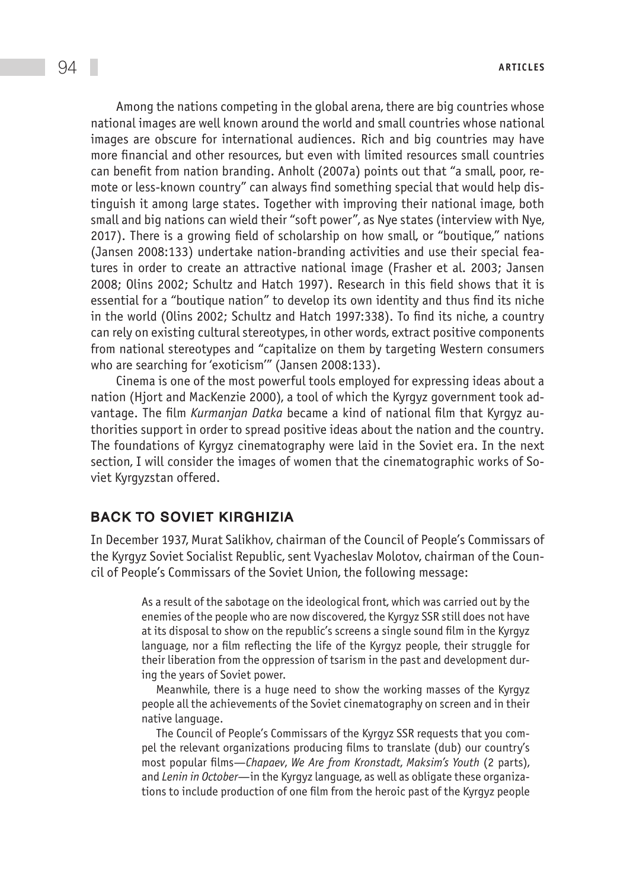Among the nations competing in the global arena, there are big countries whose national images are well known around the world and small countries whose national images are obscure for international audiences. Rich and big countries may have more financial and other resources, but even with limited resources small countries can benefit from nation branding. Anholt (2007a) points out that "a small, poor, remote or less-known country" can always find something special that would help distinguish it among large states. Together with improving their national image, both small and big nations can wield their "soft power", as Nye states (interview with Nye, 2017). There is a growing field of scholarship on how small, or "boutique," nations (Jansen 2008:133) undertake nation-branding activities and use their special features in order to create an attractive national image (Frasher et al. 2003; Jansen 2008; Olins 2002; Schultz and Hatch 1997). Research in this field shows that it is essential for a "boutique nation" to develop its own identity and thus find its niche in the world (Olins 2002; Schultz and Hatch 1997:338). To find its niche, a country can rely on existing cultural stereotypes, in other words, extract positive components from national stereotypes and "capitalize on them by targeting Western consumers who are searching for 'exoticism'" (Jansen 2008:133).

Cinema is one of the most powerful tools employed for expressing ideas about a nation (Hjort and MacKenzie 2000), a tool of which the Kyrgyz government took advantage. The film *Kurmanjan Datka* became a kind of national film that Kyrgyz authorities support in order to spread positive ideas about the nation and the country. The foundations of Kyrgyz cinematography were laid in the Soviet era. In the next section, I will consider the images of women that the cinematographic works of Soviet Kyrgyzstan offered.

## BACK TO SOVIET KIRGHIZIA

In December 1937, Murat Salikhov, chairman of the Council of People's Commissars of the Kyrgyz Soviet Socialist Republic, sent Vyacheslav Molotov, chairman of the Council of People's Commissars of the Soviet Union, the following message:

> As a result of the sabotage on the ideological front, which was carried out by the enemies of the people who are now discovered, the Kyrgyz SSR still does not have at its disposal to show on the republic's screens a single sound film in the Kyrgyz language, nor a film reflecting the life of the Kyrgyz people, their struggle for their liberation from the oppression of tsarism in the past and development during the years of Soviet power.
>
> Meanwhile, there is a huge need to show the working masses of the Kyrgyz people all the achievements of the Soviet cinematography on screen and in their native language.
>
> The Council of People's Commissars of the Kyrgyz SSR requests that you compel the relevant organizations producing films to translate (dub) our country's most popular films—*Chapaev*, *We Are from Kronstadt*, *Maksim's Youth* (2 parts), and *Lenin in October*—in the Kyrgyz language, as well as obligate these organizations to include production of one film from the heroic past of the Kyrgyz people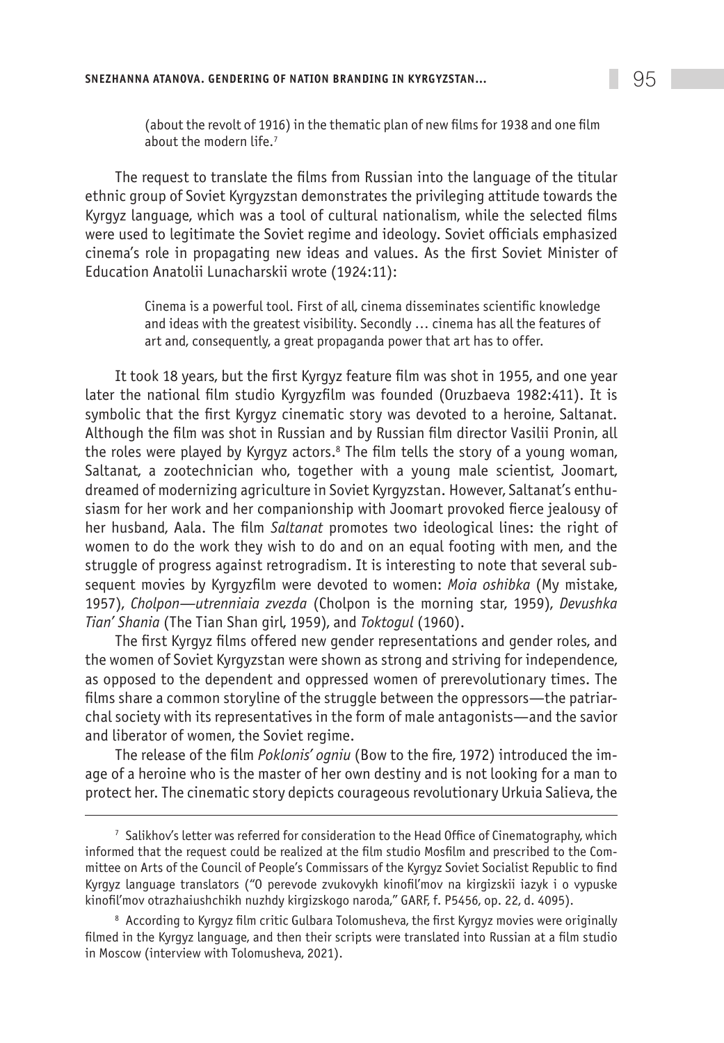> (about the revolt of 1916) in the thematic plan of new films for 1938 and one film about the modern life.[7]

The request to translate the films from Russian into the language of the titular ethnic group of Soviet Kyrgyzstan demonstrates the privileging attitude towards the Kyrgyz language, which was a tool of cultural nationalism, while the selected films were used to legitimate the Soviet regime and ideology. Soviet officials emphasized cinema's role in propagating new ideas and values. As the first Soviet Minister of Education Anatolii Lunacharskii wrote (1924:11):

> Cinema is a powerful tool. First of all, cinema disseminates scientific knowledge and ideas with the greatest visibility. Secondly … cinema has all the features of art and, consequently, a great propaganda power that art has to offer.

It took 18 years, but the first Kyrgyz feature film was shot in 1955, and one year later the national film studio Kyrgyzfilm was founded (Oruzbaeva 1982:411). It is symbolic that the first Kyrgyz cinematic story was devoted to a heroine, Saltanat. Although the film was shot in Russian and by Russian film director Vasilii Pronin, all the roles were played by Kyrgyz actors.[8] The film tells the story of a young woman, Saltanat, a zootechnician who, together with a young male scientist, Joomart, dreamed of modernizing agriculture in Soviet Kyrgyzstan. However, Saltanat's enthusiasm for her work and her companionship with Joomart provoked fierce jealousy of her husband, Aala. The film *Saltanat* promotes two ideological lines: the right of women to do the work they wish to do and on an equal footing with men, and the struggle of progress against retrogradism. It is interesting to note that several subsequent movies by Kyrgyzfilm were devoted to women: *Moia oshibka* (My mistake, 1957), *Cholpon—utренniaia zvezda* (Cholpon is the morning star, 1959), *Devushka Tian' Shania* (The Tian Shan girl, 1959), and *Toktogul* (1960).

The first Kyrgyz films offered new gender representations and gender roles, and the women of Soviet Kyrgyzstan were shown as strong and striving for independence, as opposed to the dependent and oppressed women of prerevolutionary times. The films share a common storyline of the struggle between the oppressors—the patriarchal society with its representatives in the form of male antagonists—and the savior and liberator of women, the Soviet regime.

The release of the film *Poklonis' ogniu* (Bow to the fire, 1972) introduced the image of a heroine who is the master of her own destiny and is not looking for a man to protect her. The cinematic story depicts courageous revolutionary Urkuia Salieva, the

---

[7] Salikhov's letter was referred for consideration to the Head Office of Cinematography, which informed that the request could be realized at the film studio Mosfilm and prescribed to the Committee on Arts of the Council of People's Commissars of the Kyrgyz Soviet Socialist Republic to find Kyrgyz language translators ("O perevode zvukovykh kinofil'mov na kirgizskii iazyk i o vypuske kinofil'mov otrazhaiushchikh nuzhdy kirgizskogo naroda," GARF, f. P5456, op. 22, d. 4095).

[8] According to Kyrgyz film critic Gulbara Tolomusheva, the first Kyrgyz movies were originally filmed in the Kyrgyz language, and then their scripts were translated into Russian at a film studio in Moscow (interview with Tolomusheva, 2021).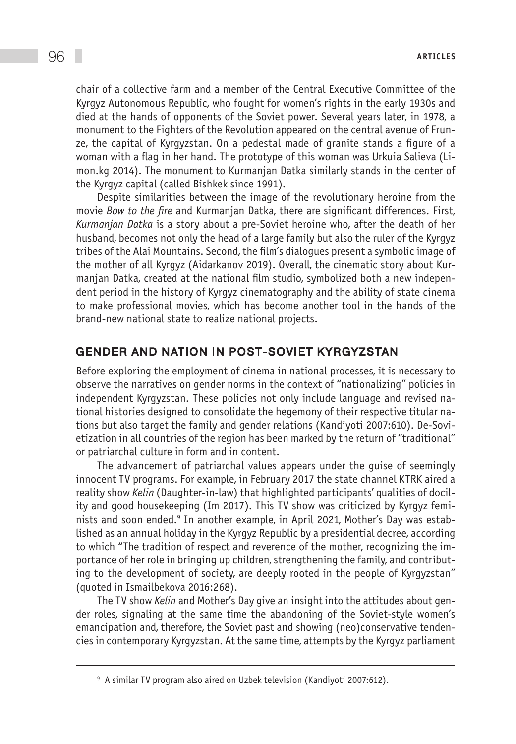chair of a collective farm and a member of the Central Executive Committee of the Kyrgyz Autonomous Republic, who fought for women's rights in the early 1930s and died at the hands of opponents of the Soviet power. Several years later, in 1978, a monument to the Fighters of the Revolution appeared on the central avenue of Frunze, the capital of Kyrgyzstan. On a pedestal made of granite stands a figure of a woman with a flag in her hand. The prototype of this woman was Urkuia Salieva (Limon.kg 2014). The monument to Kurmanjan Datka similarly stands in the center of the Kyrgyz capital (called Bishkek since 1991).

Despite similarities between the image of the revolutionary heroine from the movie *Bow to the fire* and Kurmanjan Datka, there are significant differences. First, *Kurmanjan Datka* is a story about a pre-Soviet heroine who, after the death of her husband, becomes not only the head of a large family but also the ruler of the Kyrgyz tribes of the Alai Mountains. Second, the film's dialogues present a symbolic image of the mother of all Kyrgyz (Aidarkanov 2019). Overall, the cinematic story about Kurmanjan Datka, created at the national film studio, symbolized both a new independent period in the history of Kyrgyz cinematography and the ability of state cinema to make professional movies, which has become another tool in the hands of the brand-new national state to realize national projects.

## GENDER AND NATION IN POST-SOVIET KYRGYZSTAN

Before exploring the employment of cinema in national processes, it is necessary to observe the narratives on gender norms in the context of "nationalizing" policies in independent Kyrgyzstan. These policies not only include language and revised national histories designed to consolidate the hegemony of their respective titular nations but also target the family and gender relations (Kandiyoti 2007:610). De-Sovietization in all countries of the region has been marked by the return of "traditional" or patriarchal culture in form and in content.

The advancement of patriarchal values appears under the guise of seemingly innocent TV programs. For example, in February 2017 the state channel KTRK aired a reality show *Kelin* (Daughter-in-law) that highlighted participants' qualities of docility and good housekeeping (Im 2017). This TV show was criticized by Kyrgyz feminists and soon ended.[9] In another example, in April 2021, Mother's Day was established as an annual holiday in the Kyrgyz Republic by a presidential decree, according to which "The tradition of respect and reverence of the mother, recognizing the importance of her role in bringing up children, strengthening the family, and contributing to the development of society, are deeply rooted in the people of Kyrgyzstan" (quoted in Ismailbekova 2016:268).

The TV show *Kelin* and Mother's Day give an insight into the attitudes about gender roles, signaling at the same time the abandoning of the Soviet-style women's emancipation and, therefore, the Soviet past and showing (neo)conservative tendencies in contemporary Kyrgyzstan. At the same time, attempts by the Kyrgyz parliament

---

[9] A similar TV program also aired on Uzbek television (Kandiyoti 2007:612).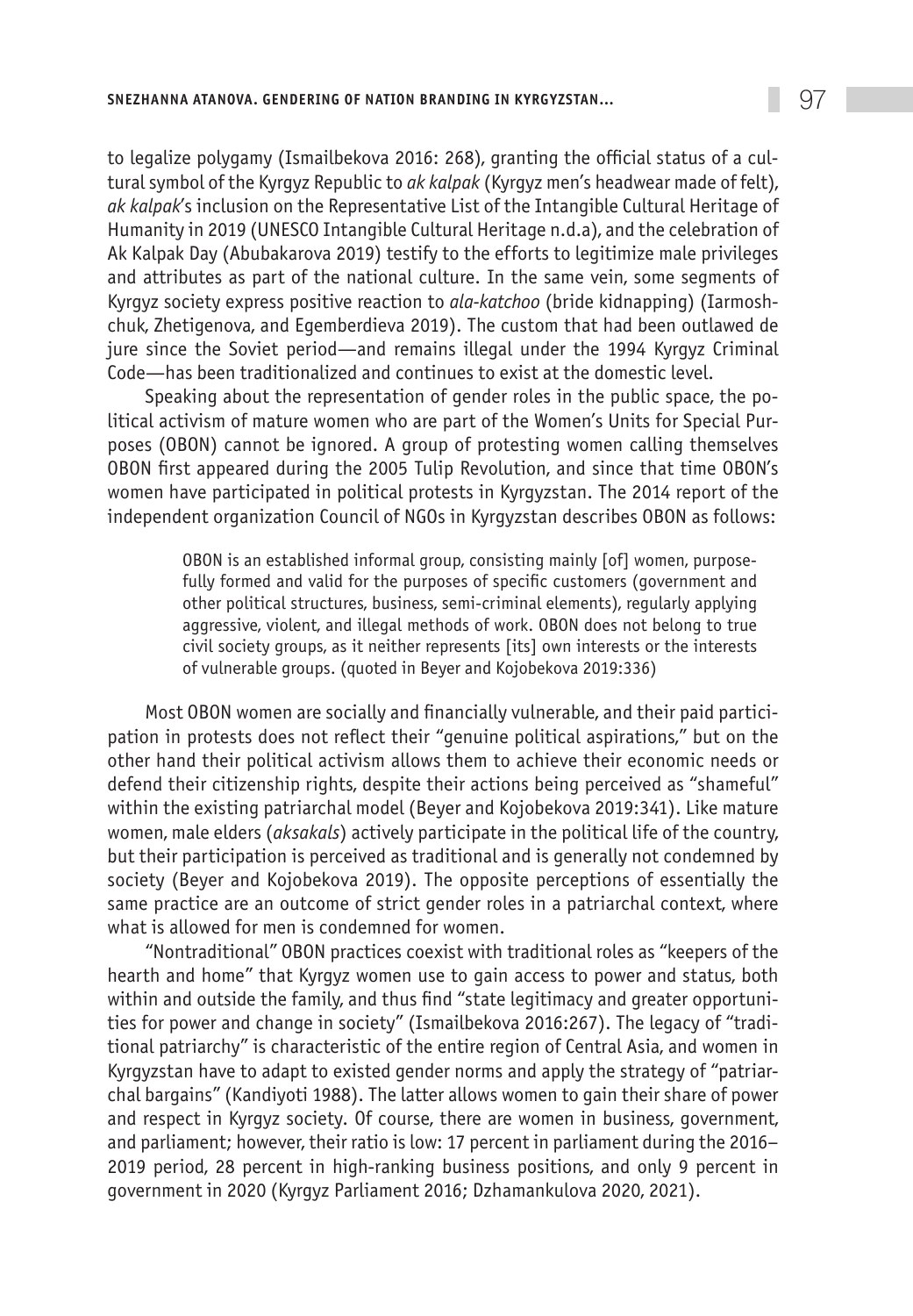to legalize polygamy (Ismailbekova 2016: 268), granting the official status of a cultural symbol of the Kyrgyz Republic to *ak kalpak* (Kyrgyz men's headwear made of felt), *ak kalpak*'s inclusion on the Representative List of the Intangible Cultural Heritage of Humanity in 2019 (UNESCO Intangible Cultural Heritage n.d.a), and the celebration of Ak Kalpak Day (Abubakarova 2019) testify to the efforts to legitimize male privileges and attributes as part of the national culture. In the same vein, some segments of Kyrgyz society express positive reaction to *ala-katchoo* (bride kidnapping) (Iarmoshchuk, Zhetigenova, and Egemberdieva 2019). The custom that had been outlawed de jure since the Soviet period—and remains illegal under the 1994 Kyrgyz Criminal Code—has been traditionalized and continues to exist at the domestic level.

Speaking about the representation of gender roles in the public space, the political activism of mature women who are part of the Women's Units for Special Purposes (OBON) cannot be ignored. A group of protesting women calling themselves OBON first appeared during the 2005 Tulip Revolution, and since that time OBON's women have participated in political protests in Kyrgyzstan. The 2014 report of the independent organization Council of NGOs in Kyrgyzstan describes OBON as follows:

> OBON is an established informal group, consisting mainly [of] women, purposefully formed and valid for the purposes of specific customers (government and other political structures, business, semi-criminal elements), regularly applying aggressive, violent, and illegal methods of work. OBON does not belong to true civil society groups, as it neither represents [its] own interests or the interests of vulnerable groups. (quoted in Beyer and Kojobekova 2019:336)

Most OBON women are socially and financially vulnerable, and their paid participation in protests does not reflect their "genuine political aspirations," but on the other hand their political activism allows them to achieve their economic needs or defend their citizenship rights, despite their actions being perceived as "shameful" within the existing patriarchal model (Beyer and Kojobekova 2019:341). Like mature women, male elders (*aksakals*) actively participate in the political life of the country, but their participation is perceived as traditional and is generally not condemned by society (Beyer and Kojobekova 2019). The opposite perceptions of essentially the same practice are an outcome of strict gender roles in a patriarchal context, where what is allowed for men is condemned for women.

"Nontraditional" OBON practices coexist with traditional roles as "keepers of the hearth and home" that Kyrgyz women use to gain access to power and status, both within and outside the family, and thus find "state legitimacy and greater opportunities for power and change in society" (Ismailbekova 2016:267). The legacy of "traditional patriarchy" is characteristic of the entire region of Central Asia, and women in Kyrgyzstan have to adapt to existed gender norms and apply the strategy of "patriarchal bargains" (Kandiyoti 1988). The latter allows women to gain their share of power and respect in Kyrgyz society. Of course, there are women in business, government, and parliament; however, their ratio is low: 17 percent in parliament during the 2016–2019 period, 28 percent in high-ranking business positions, and only 9 percent in government in 2020 (Kyrgyz Parliament 2016; Dzhamankulova 2020, 2021).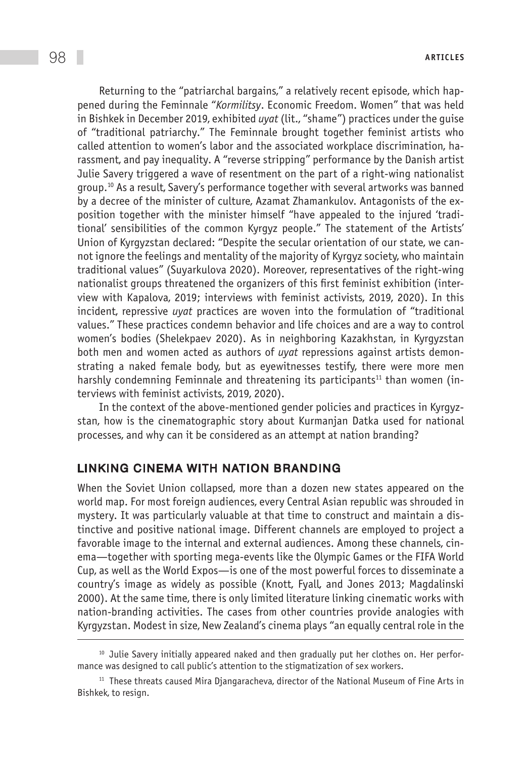Returning to the "patriarchal bargains," a relatively recent episode, which happened during the Feminnale "*Kormilitsy*. Economic Freedom. Women" that was held in Bishkek in December 2019, exhibited *uyat* (lit., "shame") practices under the guise of "traditional patriarchy." The Feminnale brought together feminist artists who called attention to women's labor and the associated workplace discrimination, harassment, and pay inequality. A "reverse stripping" performance by the Danish artist Julie Savery triggered a wave of resentment on the part of a right-wing nationalist group.[10] As a result, Savery's performance together with several artworks was banned by a decree of the minister of culture, Azamat Zhamankulov. Antagonists of the exposition together with the minister himself "have appealed to the injured 'traditional' sensibilities of the common Kyrgyz people." The statement of the Artists' Union of Kyrgyzstan declared: "Despite the secular orientation of our state, we cannot ignore the feelings and mentality of the majority of Kyrgyz society, who maintain traditional values" (Suyarkulova 2020). Moreover, representatives of the right-wing nationalist groups threatened the organizers of this first feminist exhibition (interview with Kapalova, 2019; interviews with feminist activists, 2019, 2020). In this incident, repressive *uyat* practices are woven into the formulation of "traditional values." These practices condemn behavior and life choices and are a way to control women's bodies (Shelekpaev 2020). As in neighboring Kazakhstan, in Kyrgyzstan both men and women acted as authors of *uyat* repressions against artists demonstrating a naked female body, but as eyewitnesses testify, there were more men harshly condemning Feminnale and threatening its participants[11] than women (interviews with feminist activists, 2019, 2020).

In the context of the above-mentioned gender policies and practices in Kyrgyzstan, how is the cinematographic story about Kurmanjan Datka used for national processes, and why can it be considered as an attempt at nation branding?

## LINKING CINEMA WITH NATION BRANDING

When the Soviet Union collapsed, more than a dozen new states appeared on the world map. For most foreign audiences, every Central Asian republic was shrouded in mystery. It was particularly valuable at that time to construct and maintain a distinctive and positive national image. Different channels are employed to project a favorable image to the internal and external audiences. Among these channels, cinema—together with sporting mega-events like the Olympic Games or the FIFA World Cup, as well as the World Expos—is one of the most powerful forces to disseminate a country's image as widely as possible (Knott, Fyall, and Jones 2013; Magdalinski 2000). At the same time, there is only limited literature linking cinematic works with nation-branding activities. The cases from other countries provide analogies with Kyrgyzstan. Modest in size, New Zealand's cinema plays "an equally central role in the

---

[10] Julie Savery initially appeared naked and then gradually put her clothes on. Her performance was designed to call public's attention to the stigmatization of sex workers.

[11] These threats caused Mira Djangaracheva, director of the National Museum of Fine Arts in Bishkek, to resign.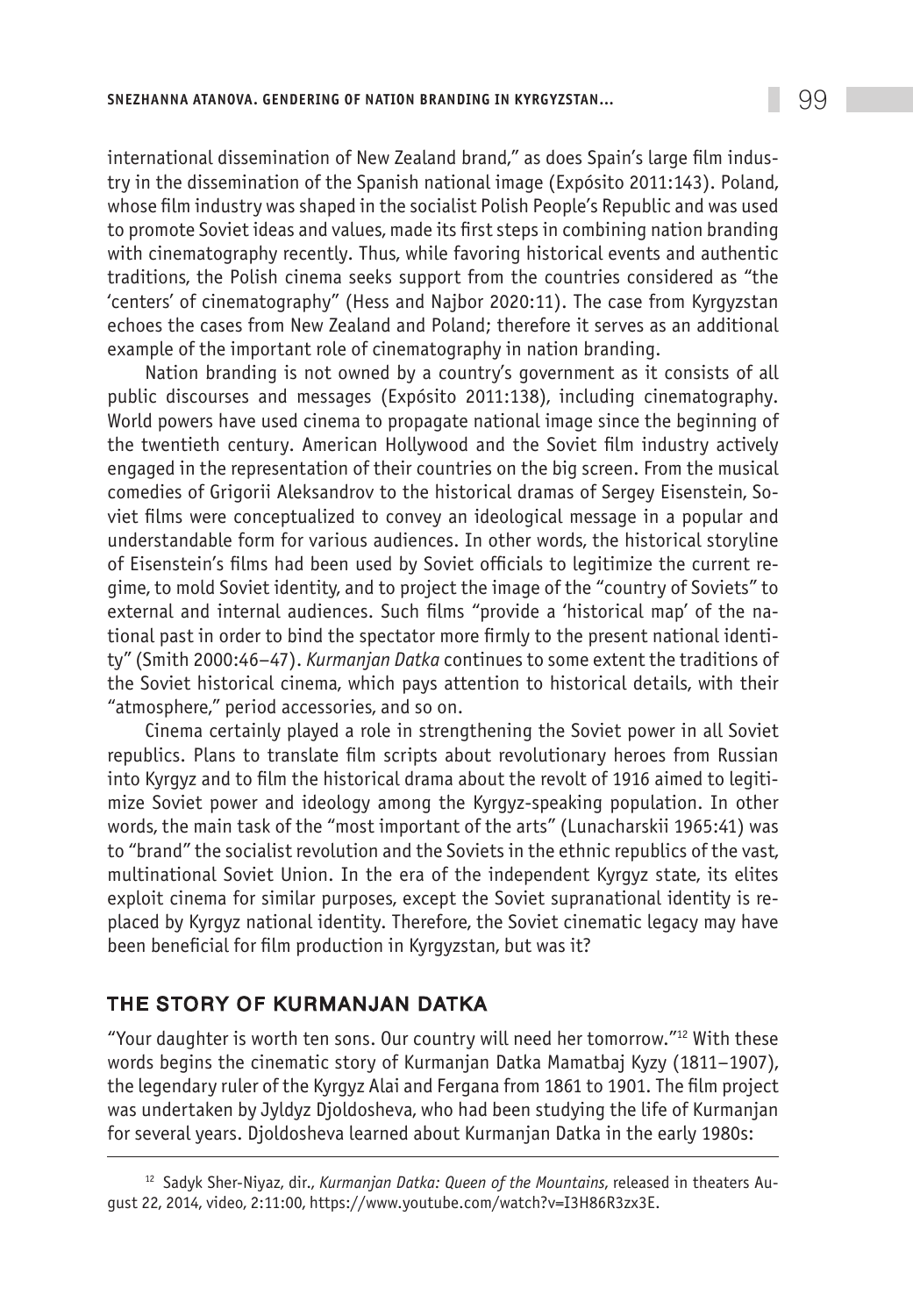international dissemination of New Zealand brand," as does Spain's large film industry in the dissemination of the Spanish national image (Expósito 2011:143). Poland, whose film industry was shaped in the socialist Polish People's Republic and was used to promote Soviet ideas and values, made its first steps in combining nation branding with cinematography recently. Thus, while favoring historical events and authentic traditions, the Polish cinema seeks support from the countries considered as "the 'centers' of cinematography" (Hess and Najbor 2020:11). The case from Kyrgyzstan echoes the cases from New Zealand and Poland; therefore it serves as an additional example of the important role of cinematography in nation branding.

Nation branding is not owned by a country's government as it consists of all public discourses and messages (Expósito 2011:138), including cinematography. World powers have used cinema to propagate national image since the beginning of the twentieth century. American Hollywood and the Soviet film industry actively engaged in the representation of their countries on the big screen. From the musical comedies of Grigorii Aleksandrov to the historical dramas of Sergey Eisenstein, Soviet films were conceptualized to convey an ideological message in a popular and understandable form for various audiences. In other words, the historical storyline of Eisenstein's films had been used by Soviet officials to legitimize the current regime, to mold Soviet identity, and to project the image of the "country of Soviets" to external and internal audiences. Such films "provide a 'historical map' of the national past in order to bind the spectator more firmly to the present national identity" (Smith 2000:46–47). *Kurmanjan Datka* continues to some extent the traditions of the Soviet historical cinema, which pays attention to historical details, with their "atmosphere," period accessories, and so on.

Cinema certainly played a role in strengthening the Soviet power in all Soviet republics. Plans to translate film scripts about revolutionary heroes from Russian into Kyrgyz and to film the historical drama about the revolt of 1916 aimed to legitimize Soviet power and ideology among the Kyrgyz-speaking population. In other words, the main task of the "most important of the arts" (Lunacharskii 1965:41) was to "brand" the socialist revolution and the Soviets in the ethnic republics of the vast, multinational Soviet Union. In the era of the independent Kyrgyz state, its elites exploit cinema for similar purposes, except the Soviet supranational identity is replaced by Kyrgyz national identity. Therefore, the Soviet cinematic legacy may have been beneficial for film production in Kyrgyzstan, but was it?

## THE STORY OF KURMANJAN DATKA

"Your daughter is worth ten sons. Our country will need her tomorrow."[12] With these words begins the cinematic story of Kurmanjan Datka Mamatbaj Kyzy (1811–1907), the legendary ruler of the Kyrgyz Alai and Fergana from 1861 to 1901. The film project was undertaken by Jyldyz Djoldosheva, who had been studying the life of Kurmanjan for several years. Djoldosheva learned about Kurmanjan Datka in the early 1980s:

[12] Sadyk Sher-Niyaz, dir., *Kurmanjan Datka: Queen of the Mountains*, released in theaters August 22, 2014, video, 2:11:00, https://www.youtube.com/watch?v=I3H86R3zx3E.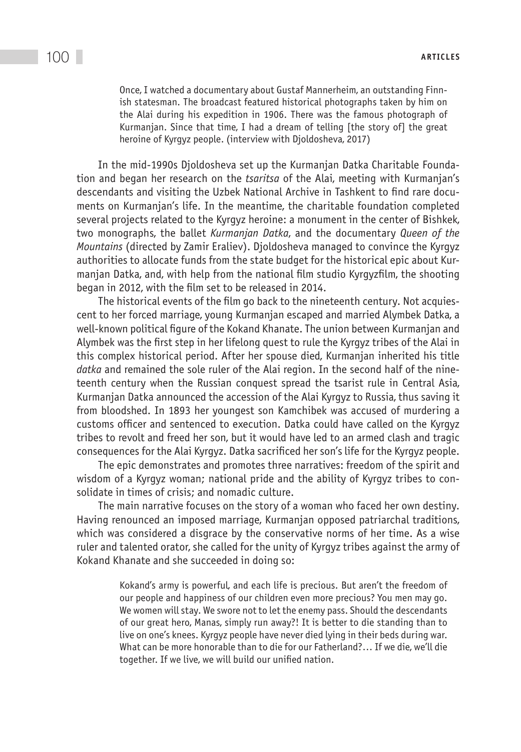> Once, I watched a documentary about Gustaf Mannerheim, an outstanding Finnish statesman. The broadcast featured historical photographs taken by him on the Alai during his expedition in 1906. There was the famous photograph of Kurmanjan. Since that time, I had a dream of telling [the story of] the great heroine of Kyrgyz people. (interview with Djoldosheva, 2017)

In the mid-1990s Djoldosheva set up the Kurmanjan Datka Charitable Foundation and began her research on the *tsaritsa* of the Alai, meeting with Kurmanjan's descendants and visiting the Uzbek National Archive in Tashkent to find rare documents on Kurmanjan's life. In the meantime, the charitable foundation completed several projects related to the Kyrgyz heroine: a monument in the center of Bishkek, two monographs, the ballet *Kurmanjan Datka*, and the documentary *Queen of the Mountains* (directed by Zamir Eraliev). Djoldosheva managed to convince the Kyrgyz authorities to allocate funds from the state budget for the historical epic about Kurmanjan Datka, and, with help from the national film studio Kyrgyzfilm, the shooting began in 2012, with the film set to be released in 2014.

The historical events of the film go back to the nineteenth century. Not acquiescent to her forced marriage, young Kurmanjan escaped and married Alymbek Datka, a well-known political figure of the Kokand Khanate. The union between Kurmanjan and Alymbek was the first step in her lifelong quest to rule the Kyrgyz tribes of the Alai in this complex historical period. After her spouse died, Kurmanjan inherited his title *datka* and remained the sole ruler of the Alai region. In the second half of the nineteenth century when the Russian conquest spread the tsarist rule in Central Asia, Kurmanjan Datka announced the accession of the Alai Kyrgyz to Russia, thus saving it from bloodshed. In 1893 her youngest son Kamchibek was accused of murdering a customs officer and sentenced to execution. Datka could have called on the Kyrgyz tribes to revolt and freed her son, but it would have led to an armed clash and tragic consequences for the Alai Kyrgyz. Datka sacrificed her son's life for the Kyrgyz people.

The epic demonstrates and promotes three narratives: freedom of the spirit and wisdom of a Kyrgyz woman; national pride and the ability of Kyrgyz tribes to consolidate in times of crisis; and nomadic culture.

The main narrative focuses on the story of a woman who faced her own destiny. Having renounced an imposed marriage, Kurmanjan opposed patriarchal traditions, which was considered a disgrace by the conservative norms of her time. As a wise ruler and talented orator, she called for the unity of Kyrgyz tribes against the army of Kokand Khanate and she succeeded in doing so:

> Kokand's army is powerful, and each life is precious. But aren't the freedom of our people and happiness of our children even more precious? You men may go. We women will stay. We swore not to let the enemy pass. Should the descendants of our great hero, Manas, simply run away?! It is better to die standing than to live on one's knees. Kyrgyz people have never died lying in their beds during war. What can be more honorable than to die for our Fatherland?… If we die, we'll die together. If we live, we will build our unified nation.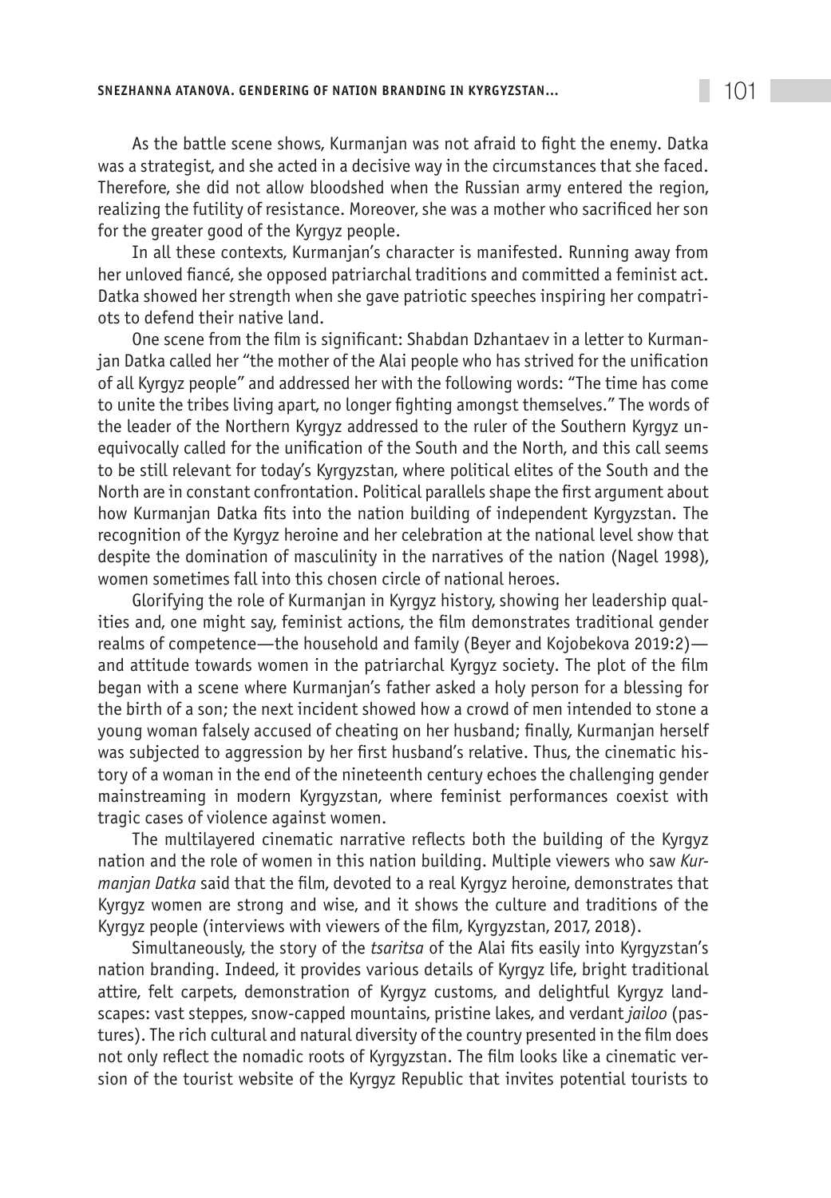As the battle scene shows, Kurmanjan was not afraid to fight the enemy. Datka was a strategist, and she acted in a decisive way in the circumstances that she faced. Therefore, she did not allow bloodshed when the Russian army entered the region, realizing the futility of resistance. Moreover, she was a mother who sacrificed her son for the greater good of the Kyrgyz people.

In all these contexts, Kurmanjan's character is manifested. Running away from her unloved fiancé, she opposed patriarchal traditions and committed a feminist act. Datka showed her strength when she gave patriotic speeches inspiring her compatriots to defend their native land.

One scene from the film is significant: Shabdan Dzhantaev in a letter to Kurmanjan Datka called her "the mother of the Alai people who has strived for the unification of all Kyrgyz people" and addressed her with the following words: "The time has come to unite the tribes living apart, no longer fighting amongst themselves." The words of the leader of the Northern Kyrgyz addressed to the ruler of the Southern Kyrgyz unequivocally called for the unification of the South and the North, and this call seems to be still relevant for today's Kyrgyzstan, where political elites of the South and the North are in constant confrontation. Political parallels shape the first argument about how Kurmanjan Datka fits into the nation building of independent Kyrgyzstan. The recognition of the Kyrgyz heroine and her celebration at the national level show that despite the domination of masculinity in the narratives of the nation (Nagel 1998), women sometimes fall into this chosen circle of national heroes.

Glorifying the role of Kurmanjan in Kyrgyz history, showing her leadership qualities and, one might say, feminist actions, the film demonstrates traditional gender realms of competence—the household and family (Beyer and Kojobekova 2019:2)—and attitude towards women in the patriarchal Kyrgyz society. The plot of the film began with a scene where Kurmanjan's father asked a holy person for a blessing for the birth of a son; the next incident showed how a crowd of men intended to stone a young woman falsely accused of cheating on her husband; finally, Kurmanjan herself was subjected to aggression by her first husband's relative. Thus, the cinematic history of a woman in the end of the nineteenth century echoes the challenging gender mainstreaming in modern Kyrgyzstan, where feminist performances coexist with tragic cases of violence against women.

The multilayered cinematic narrative reflects both the building of the Kyrgyz nation and the role of women in this nation building. Multiple viewers who saw *Kurmanjan Datka* said that the film, devoted to a real Kyrgyz heroine, demonstrates that Kyrgyz women are strong and wise, and it shows the culture and traditions of the Kyrgyz people (interviews with viewers of the film, Kyrgyzstan, 2017, 2018).

Simultaneously, the story of the *tsaritsa* of the Alai fits easily into Kyrgyzstan's nation branding. Indeed, it provides various details of Kyrgyz life, bright traditional attire, felt carpets, demonstration of Kyrgyz customs, and delightful Kyrgyz landscapes: vast steppes, snow-capped mountains, pristine lakes, and verdant *jailoo* (pastures). The rich cultural and natural diversity of the country presented in the film does not only reflect the nomadic roots of Kyrgyzstan. The film looks like a cinematic version of the tourist website of the Kyrgyz Republic that invites potential tourists to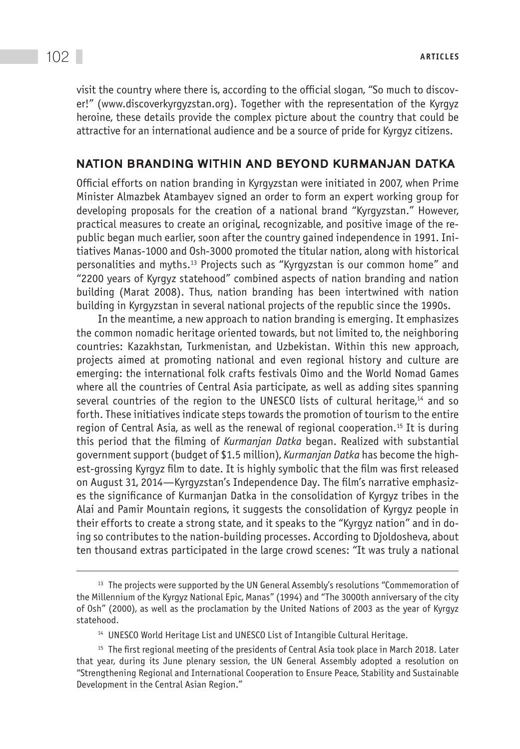visit the country where there is, according to the official slogan, "So much to discover!" (www.discoverkyrgyzstan.org). Together with the representation of the Kyrgyz heroine, these details provide the complex picture about the country that could be attractive for an international audience and be a source of pride for Kyrgyz citizens.

## NATION BRANDING WITHIN AND BEYOND KURMANJAN DATKA

Official efforts on nation branding in Kyrgyzstan were initiated in 2007, when Prime Minister Almazbek Atambayev signed an order to form an expert working group for developing proposals for the creation of a national brand "Kyrgyzstan." However, practical measures to create an original, recognizable, and positive image of the republic began much earlier, soon after the country gained independence in 1991. Initiatives Manas-1000 and Osh-3000 promoted the titular nation, along with historical personalities and myths.[13] Projects such as "Kyrgyzstan is our common home" and "2200 years of Kyrgyz statehood" combined aspects of nation branding and nation building (Marat 2008). Thus, nation branding has been intertwined with nation building in Kyrgyzstan in several national projects of the republic since the 1990s.

In the meantime, a new approach to nation branding is emerging. It emphasizes the common nomadic heritage oriented towards, but not limited to, the neighboring countries: Kazakhstan, Turkmenistan, and Uzbekistan. Within this new approach, projects aimed at promoting national and even regional history and culture are emerging: the international folk crafts festivals Oimo and the World Nomad Games where all the countries of Central Asia participate, as well as adding sites spanning several countries of the region to the UNESCO lists of cultural heritage,[14] and so forth. These initiatives indicate steps towards the promotion of tourism to the entire region of Central Asia, as well as the renewal of regional cooperation.[15] It is during this period that the filming of *Kurmanjan Datka* began. Realized with substantial government support (budget of $1.5 million), *Kurmanjan Datka* has become the highest-grossing Kyrgyz film to date. It is highly symbolic that the film was first released on August 31, 2014—Kyrgyzstan's Independence Day. The film's narrative emphasizes the significance of Kurmanjan Datka in the consolidation of Kyrgyz tribes in the Alai and Pamir Mountain regions, it suggests the consolidation of Kyrgyz people in their efforts to create a strong state, and it speaks to the "Kyrgyz nation" and in doing so contributes to the nation-building processes. According to Djoldosheva, about ten thousand extras participated in the large crowd scenes: "It was truly a national

---

[13] The projects were supported by the UN General Assembly's resolutions "Commemoration of the Millennium of the Kyrgyz National Epic, Manas" (1994) and "The 3000th anniversary of the city of Osh" (2000), as well as the proclamation by the United Nations of 2003 as the year of Kyrgyz statehood.

[14] UNESCO World Heritage List and UNESCO List of Intangible Cultural Heritage.

[15] The first regional meeting of the presidents of Central Asia took place in March 2018. Later that year, during its June plenary session, the UN General Assembly adopted a resolution on "Strengthening Regional and International Cooperation to Ensure Peace, Stability and Sustainable Development in the Central Asian Region."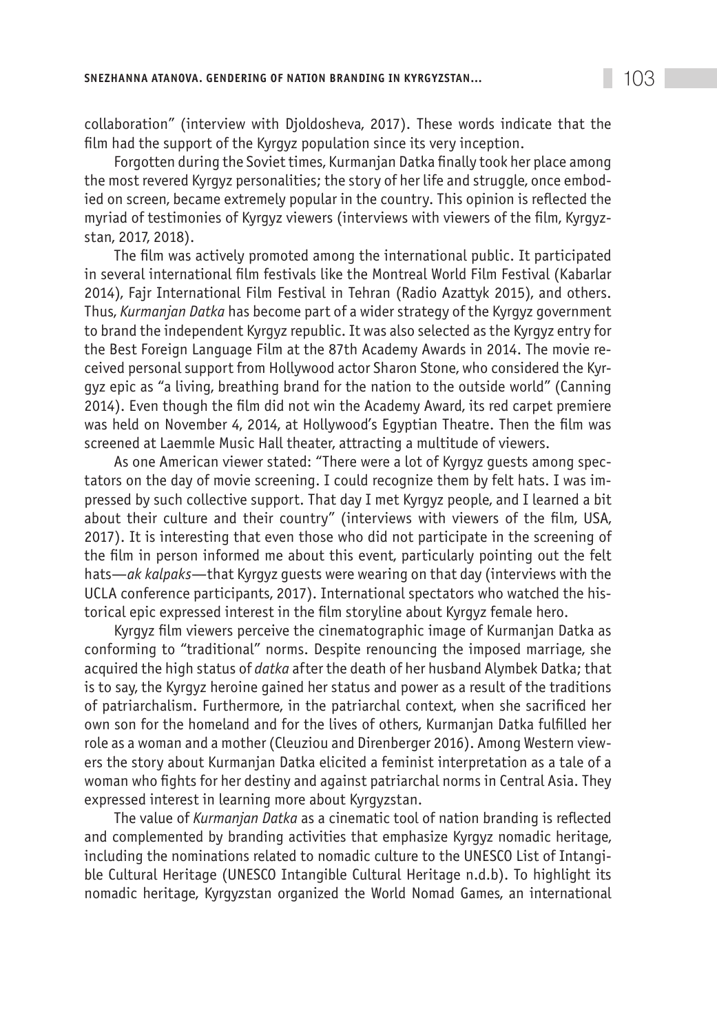collaboration" (interview with Djoldosheva, 2017). These words indicate that the film had the support of the Kyrgyz population since its very inception.

Forgotten during the Soviet times, Kurmanjan Datka finally took her place among the most revered Kyrgyz personalities; the story of her life and struggle, once embodied on screen, became extremely popular in the country. This opinion is reflected the myriad of testimonies of Kyrgyz viewers (interviews with viewers of the film, Kyrgyzstan, 2017, 2018).

The film was actively promoted among the international public. It participated in several international film festivals like the Montreal World Film Festival (Kabarlar 2014), Fajr International Film Festival in Tehran (Radio Azattyk 2015), and others. Thus, *Kurmanjan Datka* has become part of a wider strategy of the Kyrgyz government to brand the independent Kyrgyz republic. It was also selected as the Kyrgyz entry for the Best Foreign Language Film at the 87th Academy Awards in 2014. The movie received personal support from Hollywood actor Sharon Stone, who considered the Kyrgyz epic as "a living, breathing brand for the nation to the outside world" (Canning 2014). Even though the film did not win the Academy Award, its red carpet premiere was held on November 4, 2014, at Hollywood's Egyptian Theatre. Then the film was screened at Laemmle Music Hall theater, attracting a multitude of viewers.

As one American viewer stated: "There were a lot of Kyrgyz guests among spectators on the day of movie screening. I could recognize them by felt hats. I was impressed by such collective support. That day I met Kyrgyz people, and I learned a bit about their culture and their country" (interviews with viewers of the film, USA, 2017). It is interesting that even those who did not participate in the screening of the film in person informed me about this event, particularly pointing out the felt hats—*ak kalpaks*—that Kyrgyz guests were wearing on that day (interviews with the UCLA conference participants, 2017). International spectators who watched the historical epic expressed interest in the film storyline about Kyrgyz female hero.

Kyrgyz film viewers perceive the cinematographic image of Kurmanjan Datka as conforming to "traditional" norms. Despite renouncing the imposed marriage, she acquired the high status of *datka* after the death of her husband Alymbek Datka; that is to say, the Kyrgyz heroine gained her status and power as a result of the traditions of patriarchalism. Furthermore, in the patriarchal context, when she sacrificed her own son for the homeland and for the lives of others, Kurmanjan Datka fulfilled her role as a woman and a mother (Cleuziou and Direnberger 2016). Among Western viewers the story about Kurmanjan Datka elicited a feminist interpretation as a tale of a woman who fights for her destiny and against patriarchal norms in Central Asia. They expressed interest in learning more about Kyrgyzstan.

The value of *Kurmanjan Datka* as a cinematic tool of nation branding is reflected and complemented by branding activities that emphasize Kyrgyz nomadic heritage, including the nominations related to nomadic culture to the UNESCO List of Intangible Cultural Heritage (UNESCO Intangible Cultural Heritage n.d.b). To highlight its nomadic heritage, Kyrgyzstan organized the World Nomad Games, an international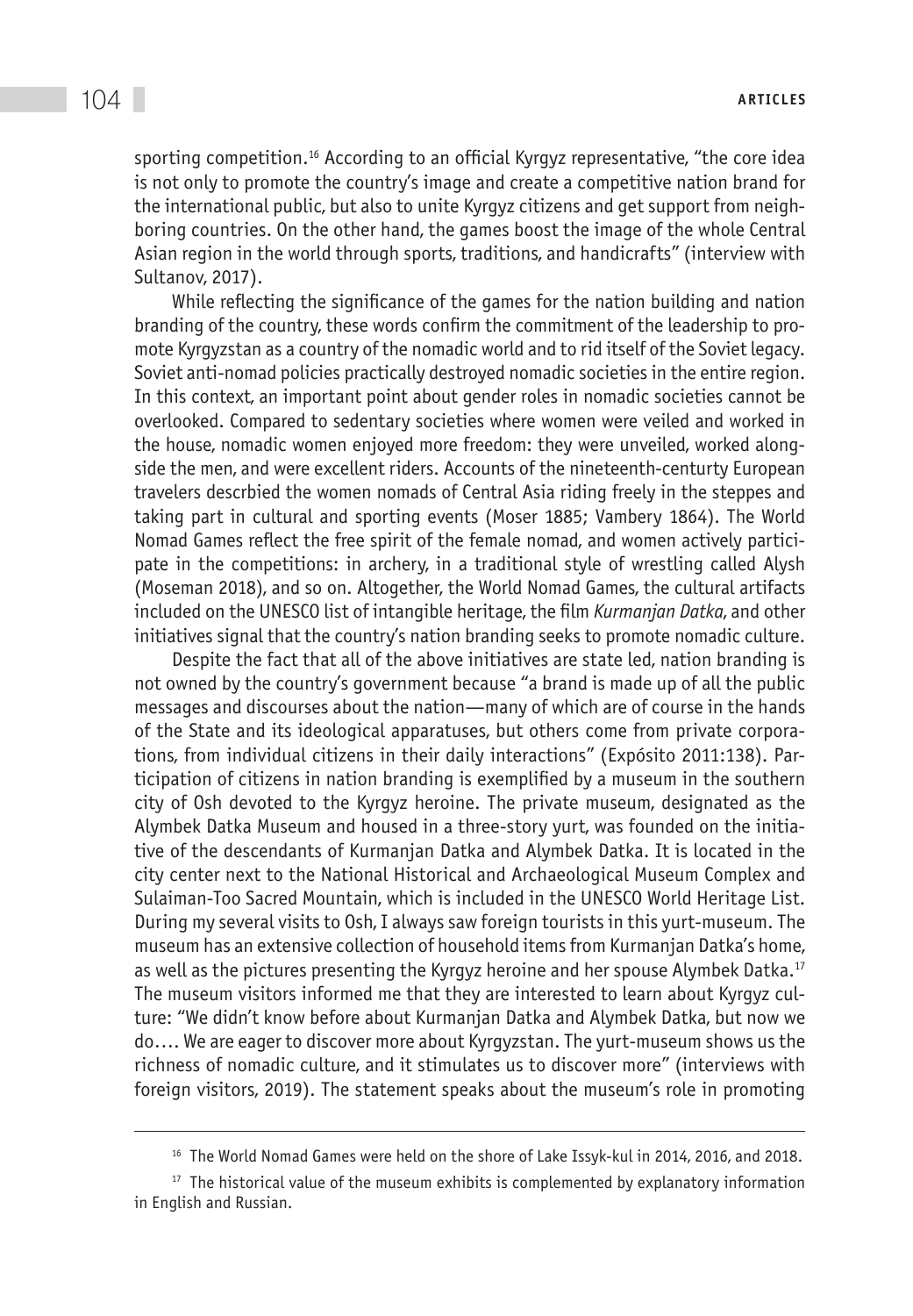sporting competition.[16] According to an official Kyrgyz representative, "the core idea is not only to promote the country's image and create a competitive nation brand for the international public, but also to unite Kyrgyz citizens and get support from neighboring countries. On the other hand, the games boost the image of the whole Central Asian region in the world through sports, traditions, and handicrafts" (interview with Sultanov, 2017).

While reflecting the significance of the games for the nation building and nation branding of the country, these words confirm the commitment of the leadership to promote Kyrgyzstan as a country of the nomadic world and to rid itself of the Soviet legacy. Soviet anti-nomad policies practically destroyed nomadic societies in the entire region. In this context, an important point about gender roles in nomadic societies cannot be overlooked. Compared to sedentary societies where women were veiled and worked in the house, nomadic women enjoyed more freedom: they were unveiled, worked alongside the men, and were excellent riders. Accounts of the nineteenth-centurty European travelers descrbied the women nomads of Central Asia riding freely in the steppes and taking part in cultural and sporting events (Moser 1885; Vambery 1864). The World Nomad Games reflect the free spirit of the female nomad, and women actively participate in the competitions: in archery, in a traditional style of wrestling called Alysh (Moseman 2018), and so on. Altogether, the World Nomad Games, the cultural artifacts included on the UNESCO list of intangible heritage, the film *Kurmanjan Datka*, and other initiatives signal that the country's nation branding seeks to promote nomadic culture.

Despite the fact that all of the above initiatives are state led, nation branding is not owned by the country's government because "a brand is made up of all the public messages and discourses about the nation—many of which are of course in the hands of the State and its ideological apparatuses, but others come from private corporations, from individual citizens in their daily interactions" (Expósito 2011:138). Participation of citizens in nation branding is exemplified by a museum in the southern city of Osh devoted to the Kyrgyz heroine. The private museum, designated as the Alymbek Datka Museum and housed in a three-story yurt, was founded on the initiative of the descendants of Kurmanjan Datka and Alymbek Datka. It is located in the city center next to the National Historical and Archaeological Museum Complex and Sulaiman-Too Sacred Mountain, which is included in the UNESCO World Heritage List. During my several visits to Osh, I always saw foreign tourists in this yurt-museum. The museum has an extensive collection of household items from Kurmanjan Datka's home, as well as the pictures presenting the Kyrgyz heroine and her spouse Alymbek Datka.[17] The museum visitors informed me that they are interested to learn about Kyrgyz culture: "We didn't know before about Kurmanjan Datka and Alymbek Datka, but now we do…. We are eager to discover more about Kyrgyzstan. The yurt-museum shows us the richness of nomadic culture, and it stimulates us to discover more" (interviews with foreign visitors, 2019). The statement speaks about the museum's role in promoting

---

[16] The World Nomad Games were held on the shore of Lake Issyk-kul in 2014, 2016, and 2018.

[17] The historical value of the museum exhibits is complemented by explanatory information in English and Russian.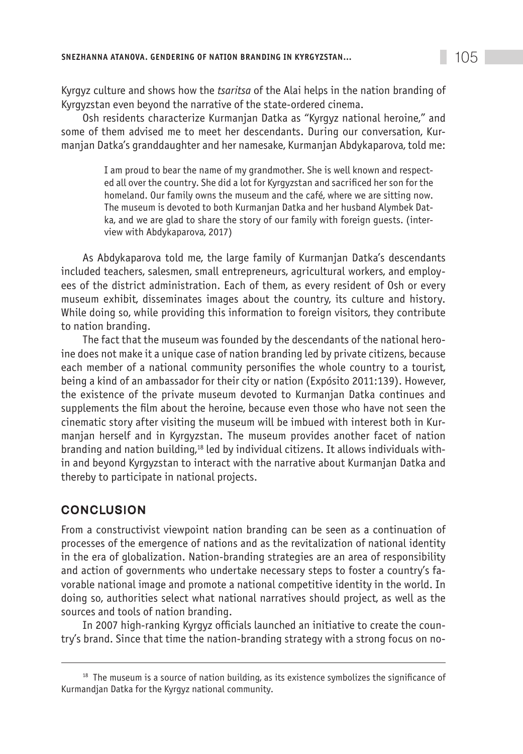Kyrgyz culture and shows how the *tsaritsa* of the Alai helps in the nation branding of Kyrgyzstan even beyond the narrative of the state-ordered cinema.

Osh residents characterize Kurmanjan Datka as "Kyrgyz national heroine," and some of them advised me to meet her descendants. During our conversation, Kurmanjan Datka's granddaughter and her namesake, Kurmanjan Abdykaparova, told me:

> I am proud to bear the name of my grandmother. She is well known and respected all over the country. She did a lot for Kyrgyzstan and sacrificed her son for the homeland. Our family owns the museum and the café, where we are sitting now. The museum is devoted to both Kurmanjan Datka and her husband Alymbek Datka, and we are glad to share the story of our family with foreign guests. (interview with Abdykaparova, 2017)

As Abdykaparova told me, the large family of Kurmanjan Datka's descendants included teachers, salesmen, small entrepreneurs, agricultural workers, and employees of the district administration. Each of them, as every resident of Osh or every museum exhibit, disseminates images about the country, its culture and history. While doing so, while providing this information to foreign visitors, they contribute to nation branding.

The fact that the museum was founded by the descendants of the national heroine does not make it a unique case of nation branding led by private citizens, because each member of a national community personifies the whole country to a tourist, being a kind of an ambassador for their city or nation (Expósito 2011:139). However, the existence of the private museum devoted to Kurmanjan Datka continues and supplements the film about the heroine, because even those who have not seen the cinematic story after visiting the museum will be imbued with interest both in Kurmanjan herself and in Kyrgyzstan. The museum provides another facet of nation branding and nation building,[18] led by individual citizens. It allows individuals within and beyond Kyrgyzstan to interact with the narrative about Kurmanjan Datka and thereby to participate in national projects.

## CONCLUSION

From a constructivist viewpoint nation branding can be seen as a continuation of processes of the emergence of nations and as the revitalization of national identity in the era of globalization. Nation-branding strategies are an area of responsibility and action of governments who undertake necessary steps to foster a country's favorable national image and promote a national competitive identity in the world. In doing so, authorities select what national narratives should project, as well as the sources and tools of nation branding.

In 2007 high-ranking Kyrgyz officials launched an initiative to create the country's brand. Since that time the nation-branding strategy with a strong focus on no-

---

[18] The museum is a source of nation building, as its existence symbolizes the significance of Kurmandjan Datka for the Kyrgyz national community.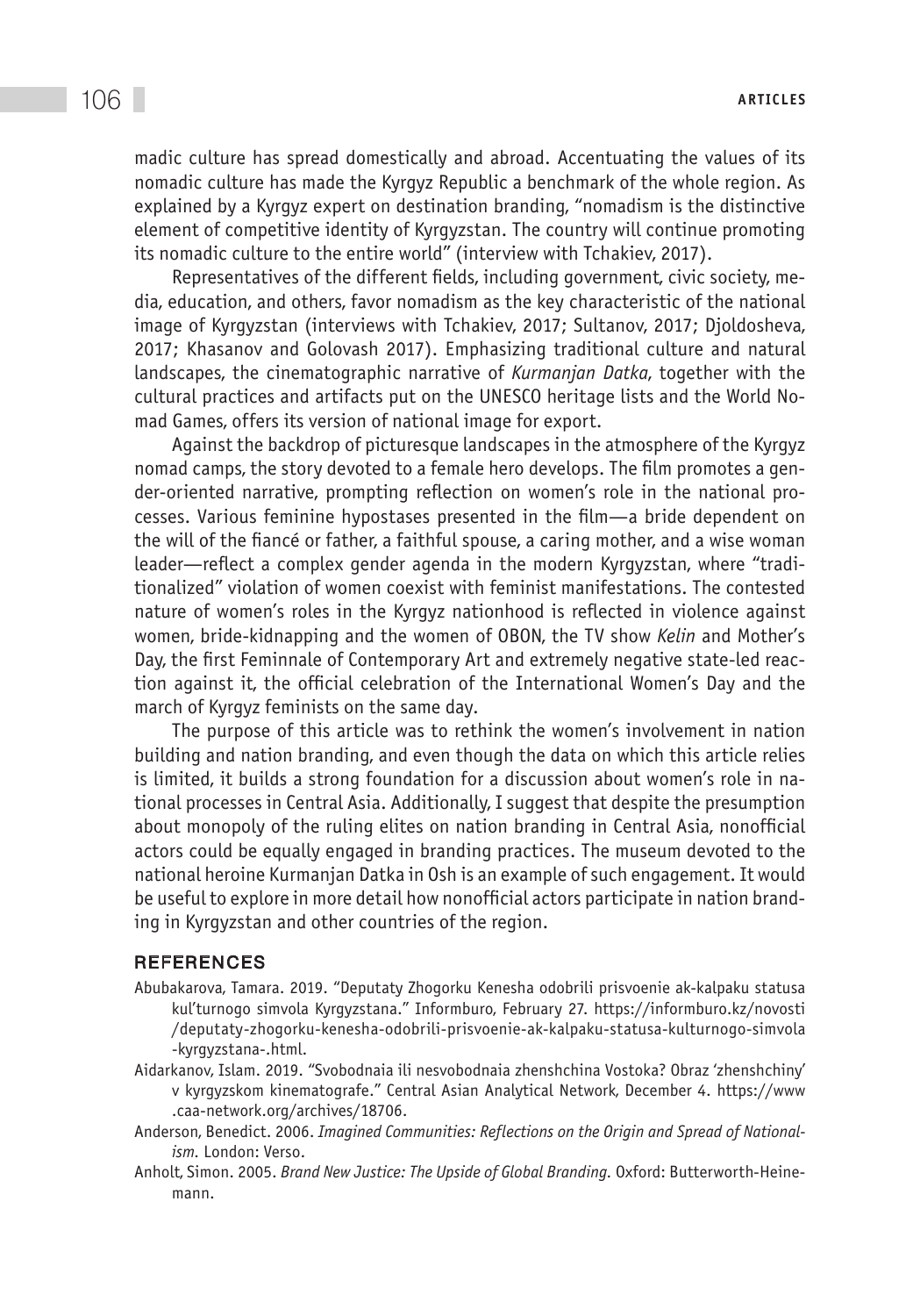madic culture has spread domestically and abroad. Accentuating the values of its nomadic culture has made the Kyrgyz Republic a benchmark of the whole region. As explained by a Kyrgyz expert on destination branding, "nomadism is the distinctive element of competitive identity of Kyrgyzstan. The country will continue promoting its nomadic culture to the entire world" (interview with Tchakiev, 2017).

Representatives of the different fields, including government, civic society, media, education, and others, favor nomadism as the key characteristic of the national image of Kyrgyzstan (interviews with Tchakiev, 2017; Sultanov, 2017; Djoldosheva, 2017; Khasanov and Golovash 2017). Emphasizing traditional culture and natural landscapes, the cinematographic narrative of *Kurmanjan Datka*, together with the cultural practices and artifacts put on the UNESCO heritage lists and the World Nomad Games, offers its version of national image for export.

Against the backdrop of picturesque landscapes in the atmosphere of the Kyrgyz nomad camps, the story devoted to a female hero develops. The film promotes a gender-oriented narrative, prompting reflection on women's role in the national processes. Various feminine hypostases presented in the film—a bride dependent on the will of the fiancé or father, a faithful spouse, a caring mother, and a wise woman leader—reflect a complex gender agenda in the modern Kyrgyzstan, where "traditionalized" violation of women coexist with feminist manifestations. The contested nature of women's roles in the Kyrgyz nationhood is reflected in violence against women, bride-kidnapping and the women of OBON, the TV show *Kelin* and Mother's Day, the first Feminnale of Contemporary Art and extremely negative state-led reaction against it, the official celebration of the International Women's Day and the march of Kyrgyz feminists on the same day.

The purpose of this article was to rethink the women's involvement in nation building and nation branding, and even though the data on which this article relies is limited, it builds a strong foundation for a discussion about women's role in national processes in Central Asia. Additionally, I suggest that despite the presumption about monopoly of the ruling elites on nation branding in Central Asia, nonofficial actors could be equally engaged in branding practices. The museum devoted to the national heroine Kurmanjan Datka in Osh is an example of such engagement. It would be useful to explore in more detail how nonofficial actors participate in nation branding in Kyrgyzstan and other countries of the region.

## REFERENCES

Abubakarova, Tamara. 2019. "Deputaty Zhogorku Kenesha odobrili prisvoenie ak-kalpaku statusa kul'turnogo simvola Kyrgyzstana." Informburo, February 27. https://informburo.kz/novosti/deputaty-zhogorku-kenesha-odobrili-prisvoenie-ak-kalpaku-statusa-kulturnogo-simvola-kyrgyzstana-.html.

Aidarkanov, Islam. 2019. "Svobodnaia ili nesvobodnaia zhenshchina Vostoka? Obraz 'zhenshchiny' v kyrgyzskom kinematografe." Central Asian Analytical Network, December 4. https://www.caa-network.org/archives/18706.

Anderson, Benedict. 2006. *Imagined Communities: Reflections on the Origin and Spread of Nationalism*. London: Verso.

Anholt, Simon. 2005. *Brand New Justice: The Upside of Global Branding*. Oxford: Butterworth-Heinemann.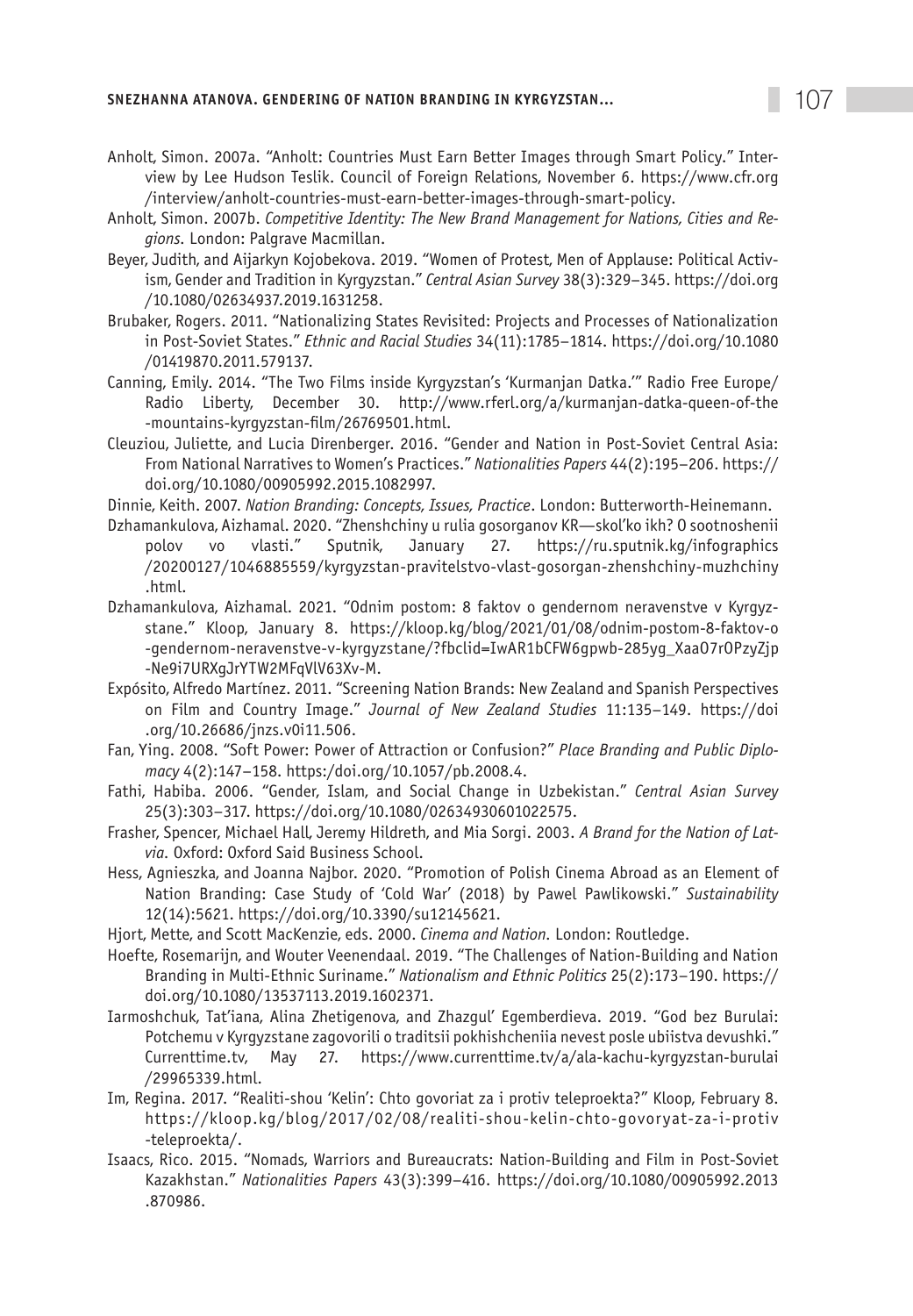Anholt, Simon. 2007a. "Anholt: Countries Must Earn Better Images through Smart Policy." Interview by Lee Hudson Teslik. Council of Foreign Relations, November 6. https://www.cfr.org/interview/anholt-countries-must-earn-better-images-through-smart-policy.

Anholt, Simon. 2007b. *Competitive Identity: The New Brand Management for Nations, Cities and Regions*. London: Palgrave Macmillan.

Beyer, Judith, and Aijarkyn Kojobekova. 2019. "Women of Protest, Men of Applause: Political Activism, Gender and Tradition in Kyrgyzstan." *Central Asian Survey* 38(3):329–345. https://doi.org/10.1080/02634937.2019.1631258.

Brubaker, Rogers. 2011. "Nationalizing States Revisited: Projects and Processes of Nationalization in Post-Soviet States." *Ethnic and Racial Studies* 34(11):1785–1814. https://doi.org/10.1080/01419870.2011.579137.

Canning, Emily. 2014. "The Two Films inside Kyrgyzstan's 'Kurmanjan Datka.'" Radio Free Europe/Radio Liberty, December 30. http://www.rferl.org/a/kurmanjan-datka-queen-of-the-mountains-kyrgyzstan-film/26769501.html.

Cleuziou, Juliette, and Lucia Direnberger. 2016. "Gender and Nation in Post-Soviet Central Asia: From National Narratives to Women's Practices." *Nationalities Papers* 44(2):195–206. https://doi.org/10.1080/00905992.2015.1082997.

Dinnie, Keith. 2007. *Nation Branding: Concepts, Issues, Practice*. London: Butterworth-Heinemann.

Dzhamankulova, Aizhamal. 2020. "Zhenshchiny u rulia gosorganov KR—skol'ko ikh? O sootnoshenii polov vo vlasti." Sputnik, January 27. https://ru.sputnik.kg/infographics/20200127/1046885559/kyrgyzstan-pravitelstvo-vlast-gosorgan-zhenshchiny-muzhchiny.html.

Dzhamankulova, Aizhamal. 2021. "Odnim postom: 8 faktov o gendernom neravenstve v Kyrgyzstane." Kloop, January 8. https://kloop.kg/blog/2021/01/08/odnim-postom-8-faktov-o-gendernom-neravenstve-v-kyrgyzstane/?fbclid=IwAR1bCFW6gpwb-285yg_XaaO7rOPzyZjp-Ne9i7URXgJrYTW2MFqVlV63Xv-M.

Expósito, Alfredo Martínez. 2011. "Screening Nation Brands: New Zealand and Spanish Perspectives on Film and Country Image." *Journal of New Zealand Studies* 11:135–149. https://doi.org/10.26686/jnzs.v0i11.506.

Fan, Ying. 2008. "Soft Power: Power of Attraction or Confusion?" *Place Branding and Public Diplomacy* 4(2):147–158. https:/doi.org/10.1057/pb.2008.4.

Fathi, Habiba. 2006. "Gender, Islam, and Social Change in Uzbekistan." *Central Asian Survey* 25(3):303–317. https://doi.org/10.1080/02634930601022575.

Frasher, Spencer, Michael Hall, Jeremy Hildreth, and Mia Sorgi. 2003. *A Brand for the Nation of Latvia*. Oxford: Oxford Said Business School.

Hess, Agnieszka, and Joanna Najbor. 2020. "Promotion of Polish Cinema Abroad as an Element of Nation Branding: Case Study of 'Cold War' (2018) by Pawel Pawlikowski." *Sustainability* 12(14):5621. https://doi.org/10.3390/su12145621.

Hjort, Mette, and Scott MacKenzie, eds. 2000. *Cinema and Nation*. London: Routledge.

Hoefte, Rosemarijn, and Wouter Veenendaal. 2019. "The Challenges of Nation-Building and Nation Branding in Multi-Ethnic Suriname." *Nationalism and Ethnic Politics* 25(2):173–190. https://doi.org/10.1080/13537113.2019.1602371.

Iarmoshchuk, Tat'iana, Alina Zhetigenova, and Zhazgul' Egemberdieva. 2019. "God bez Burulai: Potchemu v Kyrgyzstane zagovorili o traditsii pokhishcheniia nevest posle ubiistva devushki." Currenttime.tv, May 27. https://www.currenttime.tv/a/ala-kachu-kyrgyzstan-burulai/29965339.html.

Im, Regina. 2017. "Realiti-shou 'Kelin': Chto govoriat za i protiv teleproekta?" Kloop, February 8. https://kloop.kg/blog/2017/02/08/realiti-shou-kelin-chto-govoryat-za-i-protiv-teleproekta/.

Isaacs, Rico. 2015. "Nomads, Warriors and Bureaucrats: Nation-Building and Film in Post-Soviet Kazakhstan." *Nationalities Papers* 43(3):399–416. https://doi.org/10.1080/00905992.2013.870986.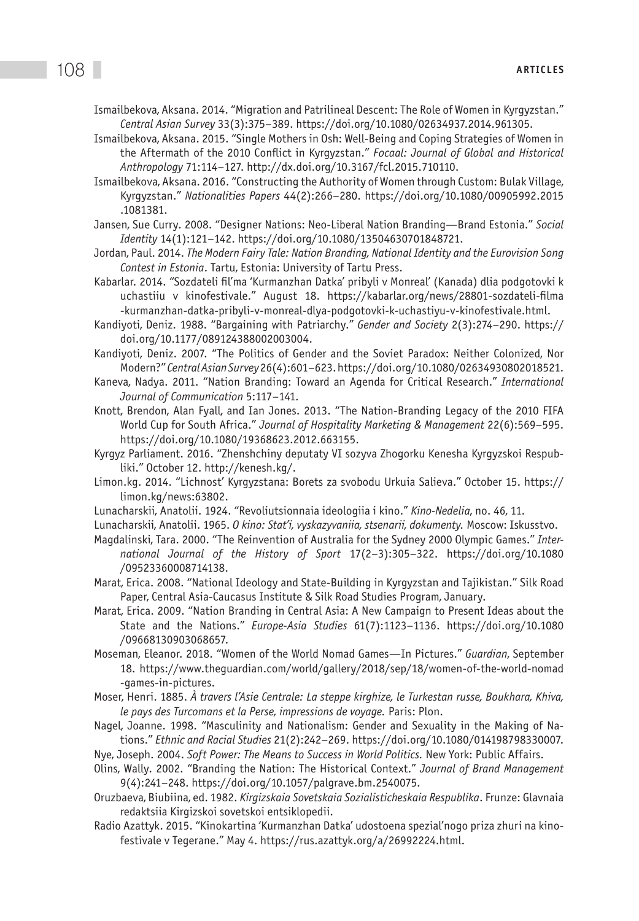Ismailbekova, Aksana. 2014. "Migration and Patrilineal Descent: The Role of Women in Kyrgyzstan." *Central Asian Survey* 33(3):375–389. https://doi.org/10.1080/02634937.2014.961305.

Ismailbekova, Aksana. 2015. "Single Mothers in Osh: Well-Being and Coping Strategies of Women in the Aftermath of the 2010 Conflict in Kyrgyzstan." *Focaal: Journal of Global and Historical Anthropology* 71:114–127. http://dx.doi.org/10.3167/fcl.2015.710110.

Ismailbekova, Aksana. 2016. "Constructing the Authority of Women through Custom: Bulak Village, Kyrgyzstan." *Nationalities Papers* 44(2):266–280. https://doi.org/10.1080/00905992.2015.1081381.

Jansen, Sue Curry. 2008. "Designer Nations: Neo-Liberal Nation Branding—Brand Estonia." *Social Identity* 14(1):121–142. https://doi.org/10.1080/13504630701848721.

Jordan, Paul. 2014. *The Modern Fairy Tale: Nation Branding, National Identity and the Eurovision Song Contest in Estonia*. Tartu, Estonia: University of Tartu Press.

Kabarlar. 2014. "Sozdateli fil'ma 'Kurmanzhan Datka' pribyli v Monreal' (Kanada) dlia podgotovki k uchastiiu v kinofestivale." August 18. https://kabarlar.org/news/28801-sozdateli-filma-kurmanzhan-datka-pribyli-v-monreal-dlya-podgotovki-k-uchastiyu-v-kinofestivale.html.

Kandiyoti, Deniz. 1988. "Bargaining with Patriarchy." *Gender and Society* 2(3):274–290. https://doi.org/10.1177/089124388002003004.

Kandiyoti, Deniz. 2007. "The Politics of Gender and the Soviet Paradox: Neither Colonized, Nor Modern?" *Central Asian Survey* 26(4):601–623. https://doi.org/10.1080/02634930802018521.

Kaneva, Nadya. 2011. "Nation Branding: Toward an Agenda for Critical Research." *International Journal of Communication* 5:117–141.

Knott, Brendon, Alan Fyall, and Ian Jones. 2013. "The Nation-Branding Legacy of the 2010 FIFA World Cup for South Africa." *Journal of Hospitality Marketing & Management* 22(6):569–595. https://doi.org/10.1080/19368623.2012.663155.

Kyrgyz Parliament. 2016. "Zhenshchiny deputaty VI sozyva Zhogorku Kenesha Kyrgyzskoi Respubliki." October 12. http://kenesh.kg/.

Limon.kg. 2014. "Lichnost' Kyrgyzstana: Borets za svobodu Urkuia Salieva." October 15. https://limon.kg/news:63802.

Lunacharskii, Anatolii. 1924. "Revoliutsionnaia ideologiia i kino." *Kino-Nedelia*, no. 46, 11.

Lunacharskii, Anatolii. 1965. *O kino: Stat'i, vyskazyvaniia, stsenarii, dokumenty.* Moscow: Iskusstvo.

Magdalinski, Tara. 2000. "The Reinvention of Australia for the Sydney 2000 Olympic Games." *International Journal of the History of Sport* 17(2–3):305–322. https://doi.org/10.1080/09523360008714138.

Marat, Erica. 2008. "National Ideology and State-Building in Kyrgyzstan and Tajikistan." Silk Road Paper, Central Asia-Caucasus Institute & Silk Road Studies Program, January.

Marat, Erica. 2009. "Nation Branding in Central Asia: A New Campaign to Present Ideas about the State and the Nations." *Europe-Asia Studies* 61(7):1123–1136. https://doi.org/10.1080/09668130903068657.

Moseman, Eleanor. 2018. "Women of the World Nomad Games—In Pictures." *Guardian*, September 18. https://www.theguardian.com/world/gallery/2018/sep/18/women-of-the-world-nomad-games-in-pictures.

Moser, Henri. 1885. *À travers l'Asie Centrale: La steppe kirghize, le Turkestan russe, Boukhara, Khiva, le pays des Turcomans et la Perse, impressions de voyage.* Paris: Plon.

Nagel, Joanne. 1998. "Masculinity and Nationalism: Gender and Sexuality in the Making of Nations." *Ethnic and Racial Studies* 21(2):242–269. https://doi.org/10.1080/014198798330007.

Nye, Joseph. 2004. *Soft Power: The Means to Success in World Politics.* New York: Public Affairs.

Olins, Wally. 2002. "Branding the Nation: The Historical Context." *Journal of Brand Management* 9(4):241–248. https://doi.org/10.1057/palgrave.bm.2540075.

Oruzbaeva, Biubiina, ed. 1982. *Kirgizskaia Sovetskaia Sozialisticheskaia Respublika*. Frunze: Glavnaia redaktsiia Kirgizskoi sovetskoi entsiklopedii.

Radio Azattyk. 2015. "Kinokartina 'Kurmanzhan Datka' udostoena spezial'nogo priza zhuri na kinofestivale v Tegerane." May 4. https://rus.azattyk.org/a/26992224.html.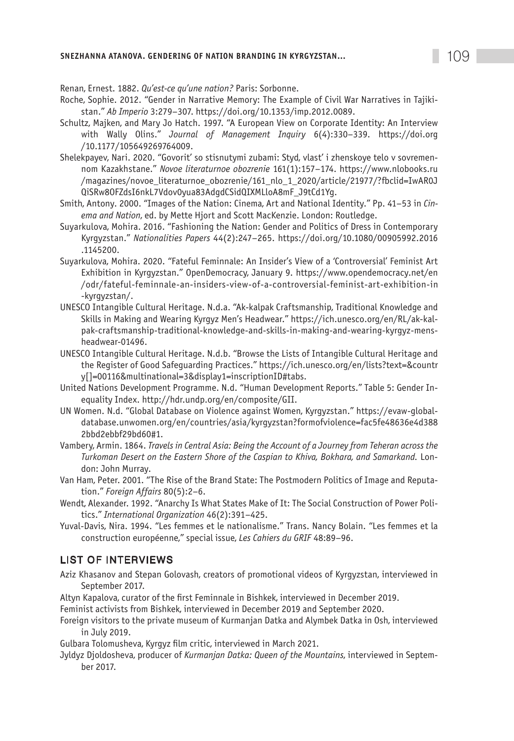Renan, Ernest. 1882. *Qu'est-ce qu'une nation?* Paris: Sorbonne.

Roche, Sophie. 2012. "Gender in Narrative Memory: The Example of Civil War Narratives in Tajikistan." *Ab Imperio* 3:279–307. https://doi.org/10.1353/imp.2012.0089.

Schultz, Majken, and Mary Jo Hatch. 1997. "A European View on Corporate Identity: An Interview with Wally Olins." *Journal of Management Inquiry* 6(4):330–339. https://doi.org/10.1177/105649269764009.

Shelekpayev, Nari. 2020. "Govorit' so stisnutymi zubami: Styd, vlast' i zhenskoye telo v sovremennom Kazakhstane." *Novoe literaturnoe obozrenie* 161(1):157–174. https://www.nlobooks.ru/magazines/novoe_literaturnoe_obozrenie/161_nlo_1_2020/article/21977/?fbclid=IwAR0JQiSRw8OFZdsI6nkL7Vdov0yua83AdgdCSidQIXMLloA8mF_J9tCd1Yg.

Smith, Antony. 2000. "Images of the Nation: Cinema, Art and National Identity." Pp. 41–53 in *Cinema and Nation*, ed. by Mette Hjort and Scott MacKenzie. London: Routledge.

Suyarkulova, Mohira. 2016. "Fashioning the Nation: Gender and Politics of Dress in Contemporary Kyrgyzstan." *Nationalities Papers* 44(2):247–265. https://doi.org/10.1080/00905992.2016.1145200.

Suyarkulova, Mohira. 2020. "Fateful Feminnale: An Insider's View of a 'Controversial' Feminist Art Exhibition in Kyrgyzstan." OpenDemocracy, January 9. https://www.opendemocracy.net/en/odr/fateful-feminnale-an-insiders-view-of-a-controversial-feminist-art-exhibition-in-kyrgyzstan/.

UNESCO Intangible Cultural Heritage. N.d.a. "Ak-kalpak Craftsmanship, Traditional Knowledge and Skills in Making and Wearing Kyrgyz Men's Headwear." https://ich.unesco.org/en/RL/ak-kalpak-craftsmanship-traditional-knowledge-and-skills-in-making-and-wearing-kyrgyz-mens-headwear-01496.

UNESCO Intangible Cultural Heritage. N.d.b. "Browse the Lists of Intangible Cultural Heritage and the Register of Good Safeguarding Practices." https://ich.unesco.org/en/lists?text=&country[]=00116&multinational=3&display1=inscriptionID#tabs.

United Nations Development Programme. N.d. "Human Development Reports." Table 5: Gender Inequality Index. http://hdr.undp.org/en/composite/GII.

UN Women. N.d. "Global Database on Violence against Women, Kyrgyzstan." https://evaw-global-database.unwomen.org/en/countries/asia/kyrgyzstan?formofviolence=fac5fe48636e4d3882bbd2ebbf29bd60#1.

Vambery, Armin. 1864. *Travels in Central Asia: Being the Account of a Journey from Teheran across the Turkoman Desert on the Eastern Shore of the Caspian to Khiva, Bokhara, and Samarkand*. London: John Murray.

Van Ham, Peter. 2001. "The Rise of the Brand State: The Postmodern Politics of Image and Reputation." *Foreign Affairs* 80(5):2–6.

Wendt, Alexander. 1992. "Anarchy Is What States Make of It: The Social Construction of Power Politics." *International Organization* 46(2):391–425.

Yuval-Davis, Nira. 1994. "Les femmes et le nationalisme." Trans. Nancy Bolain. "Les femmes et la construction européenne," special issue, *Les Cahiers du GRIF* 48:89–96.

## LIST OF INTERVIEWS

Aziz Khasanov and Stepan Golovash, creators of promotional videos of Kyrgyzstan, interviewed in September 2017.

Altyn Kapalova, curator of the first Feminnale in Bishkek, interviewed in December 2019.

Feminist activists from Bishkek, interviewed in December 2019 and September 2020.

Foreign visitors to the private museum of Kurmanjan Datka and Alymbek Datka in Osh, interviewed in July 2019.

Gulbara Tolomusheva, Kyrgyz film critic, interviewed in March 2021.

Jyldyz Djoldosheva, producer of *Kurmanjan Datka: Queen of the Mountains*, interviewed in September 2017.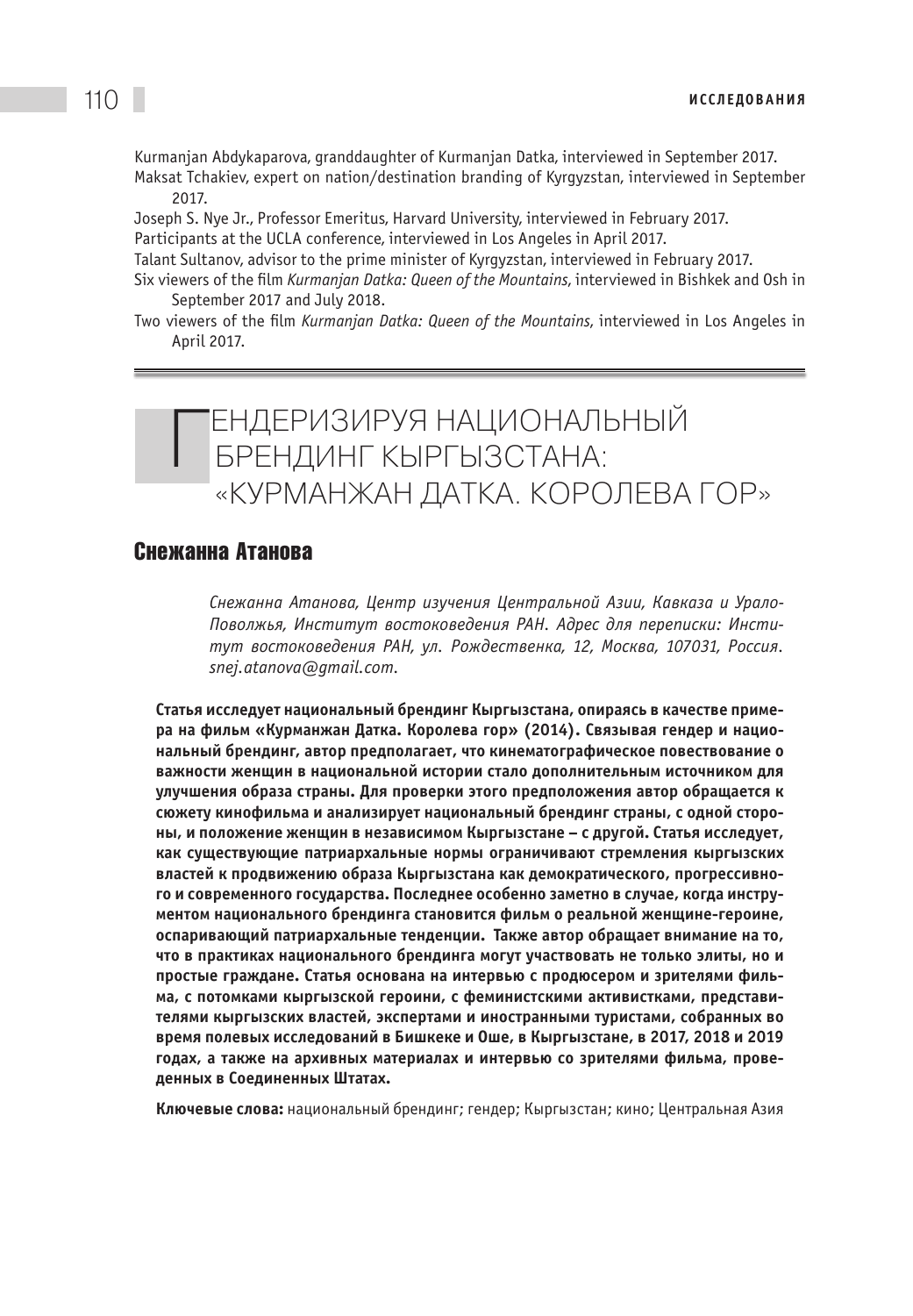Kurmanjan Abdykaparova, granddaughter of Kurmanjan Datka, interviewed in September 2017.

Maksat Tchakiev, expert on nation/destination branding of Kyrgyzstan, interviewed in September 2017.

Joseph S. Nye Jr., Professor Emeritus, Harvard University, interviewed in February 2017.

Participants at the UCLA conference, interviewed in Los Angeles in April 2017.

Talant Sultanov, advisor to the prime minister of Kyrgyzstan, interviewed in February 2017.

Six viewers of the film *Kurmanjan Datka: Queen of the Mountains*, interviewed in Bishkek and Osh in September 2017 and July 2018.

Two viewers of the film *Kurmanjan Datka: Queen of the Mountains*, interviewed in Los Angeles in April 2017.

# ГЕНДЕРИЗИРУЯ НАЦИОНАЛЬНЫЙ БРЕНДИНГ КЫРГЫЗСТАНА: «КУРМАНЖАН ДАТКА. КОРОЛЕВА ГОР»

## Снежанна Атанова

*Снежанна Атанова, Центр изучения Центральной Азии, Кавказа и Урало-Поволжья, Институт востоковедения РАН. Адрес для переписки: Институт востоковедения РАН, ул. Рождественка, 12, Москва, 107031, Россия. snej.atanova@gmail.com.*

**Статья исследует национальный брендинг Кыргызстана, опираясь в качестве примера на фильм «Курманжан Датка. Королева гор» (2014). Связывая гендер и национальный брендинг, автор предполагает, что кинематографическое повествование о важности женщин в национальной истории стало дополнительным источником для улучшения образа страны. Для проверки этого предположения автор обращается к сюжету кинофильма и анализирует национальный брендинг страны, с одной стороны, и положение женщин в независимом Кыргызстане – с другой. Статья исследует, как существующие патриархальные нормы ограничивают стремления кыргызских властей к продвижению образа Кыргызстана как демократического, прогрессивного и современного государства. Последнее особенно заметно в случае, когда инструментом национального брендинга становится фильм о реальной женщине-героине, оспаривающий патриархальные тенденции. Также автор обращает внимание на то, что в практиках национального брендинга могут участвовать не только элиты, но и простые граждане. Статья основана на интервью с продюсером и зрителями фильма, с потомками кыргызской героини, с феминистскими активистками, представителями кыргызских властей, экспертами и иностранными туристами, собранных во время полевых исследований в Бишкеке и Оше, в Кыргызстане, в 2017, 2018 и 2019 годах, а также на архивных материалах и интервью со зрителями фильма, проведенных в Соединенных Штатах.**

**Ключевые слова:** национальный брендинг; гендер; Кыргызстан; кино; Центральная Азия